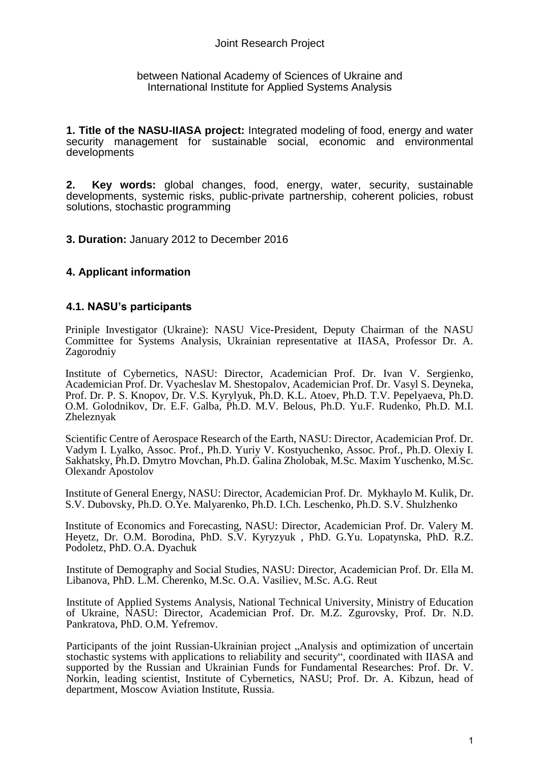Joint Research Project

between National Academy of Sciences of Ukraine and
International Institute for Applied Systems Analysis

**1. Title of the NASU-IIASA project:** Integrated modeling of food, energy and water security management for sustainable social, economic and environmental developments

**2. Key words:** global changes, food, energy, water, security, sustainable developments, systemic risks, public-private partnership, coherent policies, robust solutions, stochastic programming

**3. Duration:** January 2012 to December 2016

## 4. Applicant information

### 4.1. NASU's participants

Priniple Investigator (Ukraine): NASU Vice-President, Deputy Chairman of the NASU Committee for Systems Analysis, Ukrainian representative at IIASA, Professor Dr. A. Zagorodniy

Institute of Cybernetics, NASU: Director, Academician Prof. Dr. Ivan V. Sergienko, Academician Prof. Dr. Vyacheslav M. Shestopalov, Academician Prof. Dr. Vasyl S. Deyneka, Prof. Dr. P. S. Knopov, Dr. V.S. Kyrylyuk, Ph.D. K.L. Atoev, Ph.D. T.V. Pepelyaeva, Ph.D. O.M. Golodnikov, Dr. E.F. Galba, Ph.D. M.V. Belous, Ph.D. Yu.F. Rudenko, Ph.D. M.I. Zheleznyak

Scientific Centre of Aerospace Research of the Earth, NASU: Director, Academician Prof. Dr. Vadym I. Lyalko, Assoc. Prof., Ph.D. Yuriy V. Kostyuchenko, Assoc. Prof., Ph.D. Olexiy I. Sakhatsky, Ph.D. Dmytro Movchan, Ph.D. Galina Zholobak, M.Sc. Maxim Yuschenko, M.Sc. Olexandr Apostolov

Institute of General Energy, NASU: Director, Academician Prof. Dr. Mykhaylo M. Kulik, Dr. S.V. Dubovsky, Ph.D. O.Ye. Malyarenko, Ph.D. I.Ch. Leschenko, Ph.D. S.V. Shulzhenko

Institute of Economics and Forecasting, NASU: Director, Academician Prof. Dr. Valery M. Heyetz, Dr. O.M. Borodina, PhD. S.V. Kyryzyuk , PhD. G.Yu. Lopatynska, PhD. R.Z. Podoletz, PhD. O.A. Dyachuk

Institute of Demography and Social Studies, NASU: Director, Academician Prof. Dr. Ella M. Libanova, PhD. L.M. Cherenko, M.Sc. O.A. Vasiliev, M.Sc. A.G. Reut

Institute of Applied Systems Analysis, National Technical University, Ministry of Education of Ukraine, NASU: Director, Academician Prof. Dr. M.Z. Zgurovsky, Prof. Dr. N.D. Pankratova, PhD. O.M. Yefremov.

Participants of the joint Russian-Ukrainian project „Analysis and optimization of uncertain stochastic systems with applications to reliability and security", coordinated with IIASA and supported by the Russian and Ukrainian Funds for Fundamental Researches: Prof. Dr. V. Norkin, leading scientist, Institute of Cybernetics, NASU; Prof. Dr. A. Kibzun, head of department, Moscow Aviation Institute, Russia.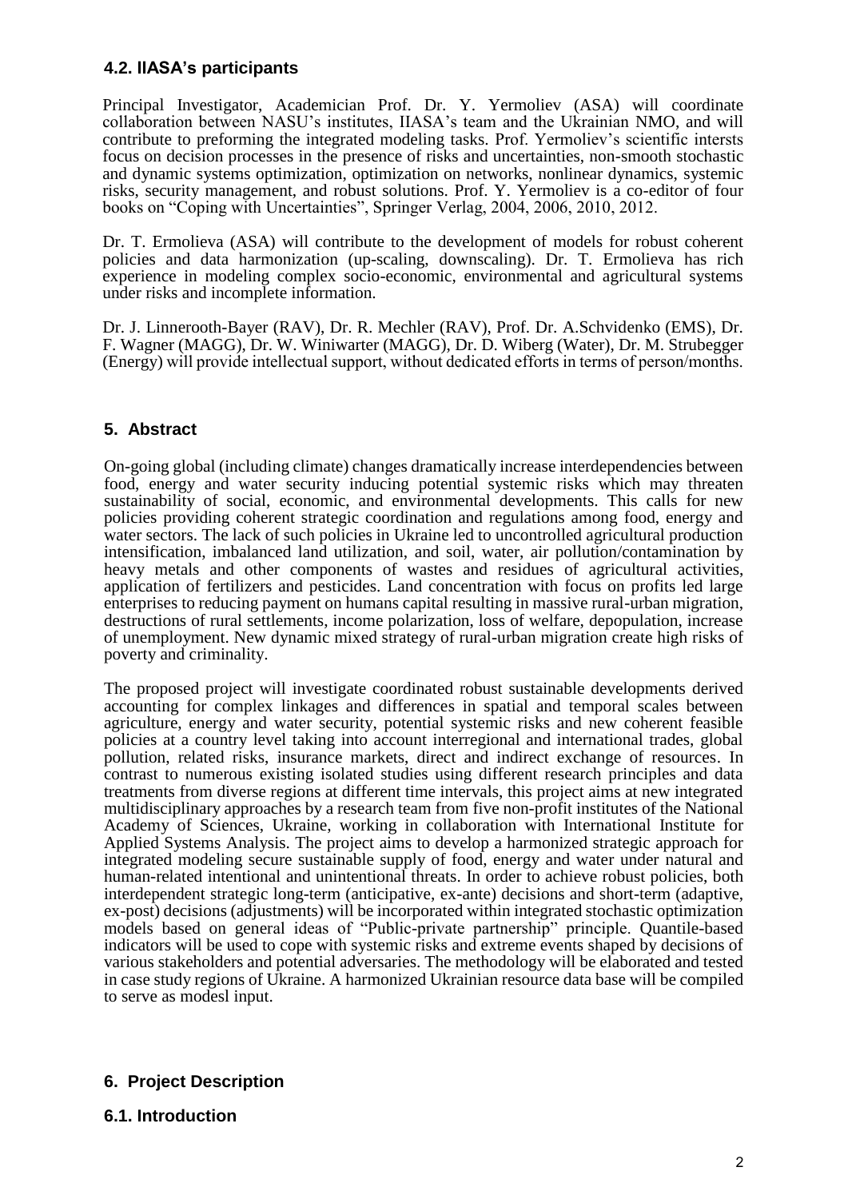## 4.2. IIASA's participants

Principal Investigator, Academician Prof. Dr. Y. Yermoliev (ASA) will coordinate collaboration between NASU's institutes, IIASA's team and the Ukrainian NMO, and will contribute to preforming the integrated modeling tasks. Prof. Yermoliev's scientific intersts focus on decision processes in the presence of risks and uncertainties, non-smooth stochastic and dynamic systems optimization, optimization on networks, nonlinear dynamics, systemic risks, security management, and robust solutions. Prof. Y. Yermoliev is a co-editor of four books on "Coping with Uncertainties", Springer Verlag, 2004, 2006, 2010, 2012.

Dr. T. Ermolieva (ASA) will contribute to the development of models for robust coherent policies and data harmonization (up-scaling, downscaling). Dr. T. Ermolieva has rich experience in modeling complex socio-economic, environmental and agricultural systems under risks and incomplete information.

Dr. J. Linnerooth-Bayer (RAV), Dr. R. Mechler (RAV), Prof. Dr. A.Schvidenko (EMS), Dr. F. Wagner (MAGG), Dr. W. Winiwarter (MAGG), Dr. D. Wiberg (Water), Dr. M. Strubegger (Energy) will provide intellectual support, without dedicated efforts in terms of person/months.

## 5. Abstract

On-going global (including climate) changes dramatically increase interdependencies between food, energy and water security inducing potential systemic risks which may threaten sustainability of social, economic, and environmental developments. This calls for new policies providing coherent strategic coordination and regulations among food, energy and water sectors. The lack of such policies in Ukraine led to uncontrolled agricultural production intensification, imbalanced land utilization, and soil, water, air pollution/contamination by heavy metals and other components of wastes and residues of agricultural activities, application of fertilizers and pesticides. Land concentration with focus on profits led large enterprises to reducing payment on humans capital resulting in massive rural-urban migration, destructions of rural settlements, income polarization, loss of welfare, depopulation, increase of unemployment. New dynamic mixed strategy of rural-urban migration create high risks of poverty and criminality.

The proposed project will investigate coordinated robust sustainable developments derived accounting for complex linkages and differences in spatial and temporal scales between agriculture, energy and water security, potential systemic risks and new coherent feasible policies at a country level taking into account interregional and international trades, global pollution, related risks, insurance markets, direct and indirect exchange of resources. In contrast to numerous existing isolated studies using different research principles and data treatments from diverse regions at different time intervals, this project aims at new integrated multidisciplinary approaches by a research team from five non-profit institutes of the National Academy of Sciences, Ukraine, working in collaboration with International Institute for Applied Systems Analysis. The project aims to develop a harmonized strategic approach for integrated modeling secure sustainable supply of food, energy and water under natural and human-related intentional and unintentional threats. In order to achieve robust policies, both interdependent strategic long-term (anticipative, ex-ante) decisions and short-term (adaptive, ex-post) decisions (adjustments) will be incorporated within integrated stochastic optimization models based on general ideas of "Public-private partnership" principle. Quantile-based indicators will be used to cope with systemic risks and extreme events shaped by decisions of various stakeholders and potential adversaries. The methodology will be elaborated and tested in case study regions of Ukraine. A harmonized Ukrainian resource data base will be compiled to serve as modesl input.

## 6. Project Description

### 6.1. Introduction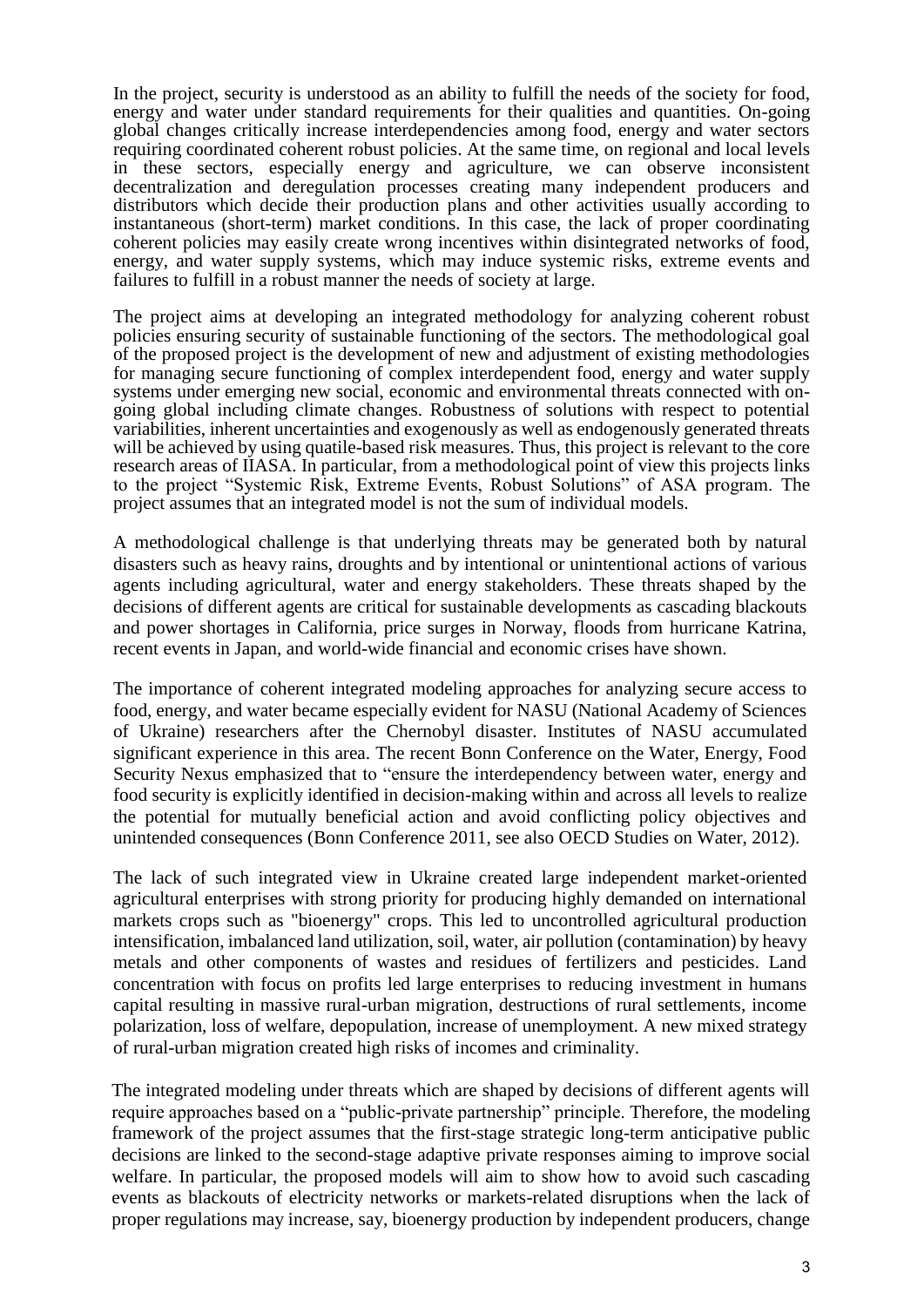In the project, security is understood as an ability to fulfill the needs of the society for food, energy and water under standard requirements for their qualities and quantities. On-going global changes critically increase interdependencies among food, energy and water sectors requiring coordinated coherent robust policies. At the same time, on regional and local levels in these sectors, especially energy and agriculture, we can observe inconsistent decentralization and deregulation processes creating many independent producers and distributors which decide their production plans and other activities usually according to instantaneous (short-term) market conditions. In this case, the lack of proper coordinating coherent policies may easily create wrong incentives within disintegrated networks of food, energy, and water supply systems, which may induce systemic risks, extreme events and failures to fulfill in a robust manner the needs of society at large.

The project aims at developing an integrated methodology for analyzing coherent robust policies ensuring security of sustainable functioning of the sectors. The methodological goal of the proposed project is the development of new and adjustment of existing methodologies for managing secure functioning of complex interdependent food, energy and water supply systems under emerging new social, economic and environmental threats connected with on-going global including climate changes. Robustness of solutions with respect to potential variabilities, inherent uncertainties and exogenously as well as endogenously generated threats will be achieved by using quatile-based risk measures. Thus, this project is relevant to the core research areas of IIASA. In particular, from a methodological point of view this projects links to the project "Systemic Risk, Extreme Events, Robust Solutions" of ASA program. The project assumes that an integrated model is not the sum of individual models.

A methodological challenge is that underlying threats may be generated both by natural disasters such as heavy rains, droughts and by intentional or unintentional actions of various agents including agricultural, water and energy stakeholders. These threats shaped by the decisions of different agents are critical for sustainable developments as cascading blackouts and power shortages in California, price surges in Norway, floods from hurricane Katrina, recent events in Japan, and world-wide financial and economic crises have shown.

The importance of coherent integrated modeling approaches for analyzing secure access to food, energy, and water became especially evident for NASU (National Academy of Sciences of Ukraine) researchers after the Chernobyl disaster. Institutes of NASU accumulated significant experience in this area. The recent Bonn Conference on the Water, Energy, Food Security Nexus emphasized that to "ensure the interdependency between water, energy and food security is explicitly identified in decision-making within and across all levels to realize the potential for mutually beneficial action and avoid conflicting policy objectives and unintended consequences (Bonn Conference 2011, see also OECD Studies on Water, 2012).

The lack of such integrated view in Ukraine created large independent market-oriented agricultural enterprises with strong priority for producing highly demanded on international markets crops such as "bioenergy" crops. This led to uncontrolled agricultural production intensification, imbalanced land utilization, soil, water, air pollution (contamination) by heavy metals and other components of wastes and residues of fertilizers and pesticides. Land concentration with focus on profits led large enterprises to reducing investment in humans capital resulting in massive rural-urban migration, destructions of rural settlements, income polarization, loss of welfare, depopulation, increase of unemployment. A new mixed strategy of rural-urban migration created high risks of incomes and criminality.

The integrated modeling under threats which are shaped by decisions of different agents will require approaches based on a "public-private partnership" principle. Therefore, the modeling framework of the project assumes that the first-stage strategic long-term anticipative public decisions are linked to the second-stage adaptive private responses aiming to improve social welfare. In particular, the proposed models will aim to show how to avoid such cascading events as blackouts of electricity networks or markets-related disruptions when the lack of proper regulations may increase, say, bioenergy production by independent producers, change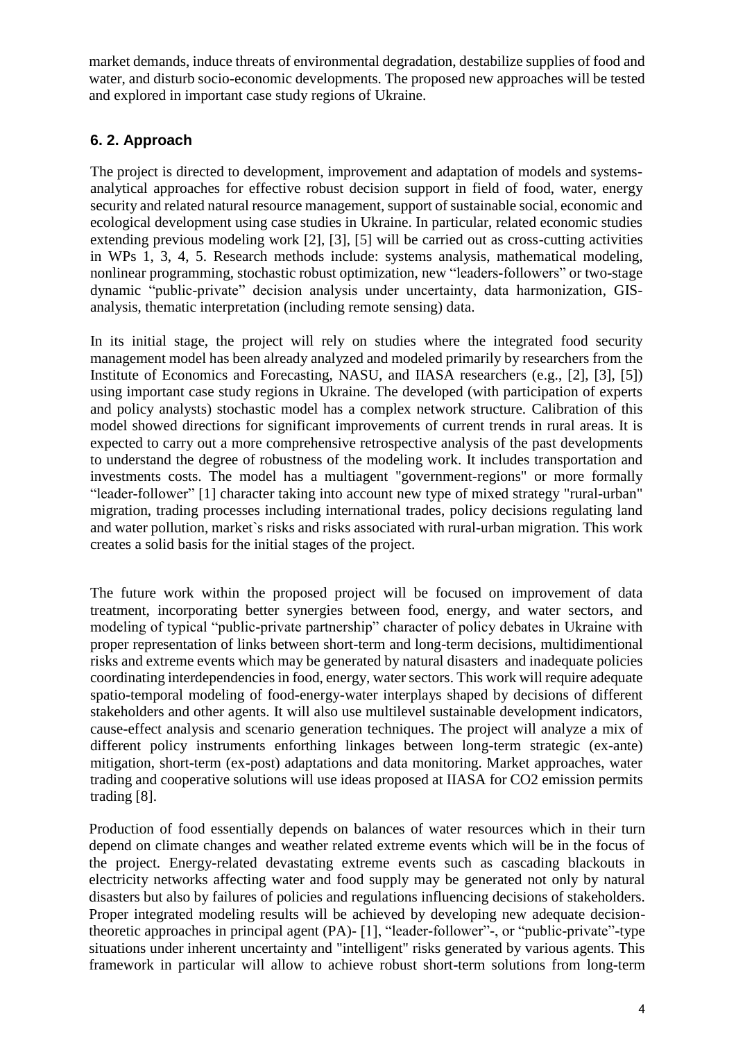market demands, induce threats of environmental degradation, destabilize supplies of food and water, and disturb socio-economic developments. The proposed new approaches will be tested and explored in important case study regions of Ukraine.

## 6. 2. Approach

The project is directed to development, improvement and adaptation of models and systems-analytical approaches for effective robust decision support in field of food, water, energy security and related natural resource management, support of sustainable social, economic and ecological development using case studies in Ukraine. In particular, related economic studies extending previous modeling work [2], [3], [5] will be carried out as cross-cutting activities in WPs 1, 3, 4, 5. Research methods include: systems analysis, mathematical modeling, nonlinear programming, stochastic robust optimization, new "leaders-followers" or two-stage dynamic "public-private" decision analysis under uncertainty, data harmonization, GIS-analysis, thematic interpretation (including remote sensing) data.

In its initial stage, the project will rely on studies where the integrated food security management model has been already analyzed and modeled primarily by researchers from the Institute of Economics and Forecasting, NASU, and IIASA researchers (e.g., [2], [3], [5]) using important case study regions in Ukraine. The developed (with participation of experts and policy analysts) stochastic model has a complex network structure. Calibration of this model showed directions for significant improvements of current trends in rural areas. It is expected to carry out a more comprehensive retrospective analysis of the past developments to understand the degree of robustness of the modeling work. It includes transportation and investments costs. The model has a multiagent "government-regions" or more formally "leader-follower" [1] character taking into account new type of mixed strategy "rural-urban" migration, trading processes including international trades, policy decisions regulating land and water pollution, market`s risks and risks associated with rural-urban migration. This work creates a solid basis for the initial stages of the project.

The future work within the proposed project will be focused on improvement of data treatment, incorporating better synergies between food, energy, and water sectors, and modeling of typical "public-private partnership" character of policy debates in Ukraine with proper representation of links between short-term and long-term decisions, multidimentional risks and extreme events which may be generated by natural disasters and inadequate policies coordinating interdependencies in food, energy, water sectors. This work will require adequate spatio-temporal modeling of food-energy-water interplays shaped by decisions of different stakeholders and other agents. It will also use multilevel sustainable development indicators, cause-effect analysis and scenario generation techniques. The project will analyze a mix of different policy instruments enforthing linkages between long-term strategic (ex-ante) mitigation, short-term (ex-post) adaptations and data monitoring. Market approaches, water trading and cooperative solutions will use ideas proposed at IIASA for $CO_2$ emission permits trading [8].

Production of food essentially depends on balances of water resources which in their turn depend on climate changes and weather related extreme events which will be in the focus of the project. Energy-related devastating extreme events such as cascading blackouts in electricity networks affecting water and food supply may be generated not only by natural disasters but also by failures of policies and regulations influencing decisions of stakeholders. Proper integrated modeling results will be achieved by developing new adequate decision-theoretic approaches in principal agent (PA)- [1], "leader-follower"-, or "public-private"-type situations under inherent uncertainty and "intelligent" risks generated by various agents. This framework in particular will allow to achieve robust short-term solutions from long-term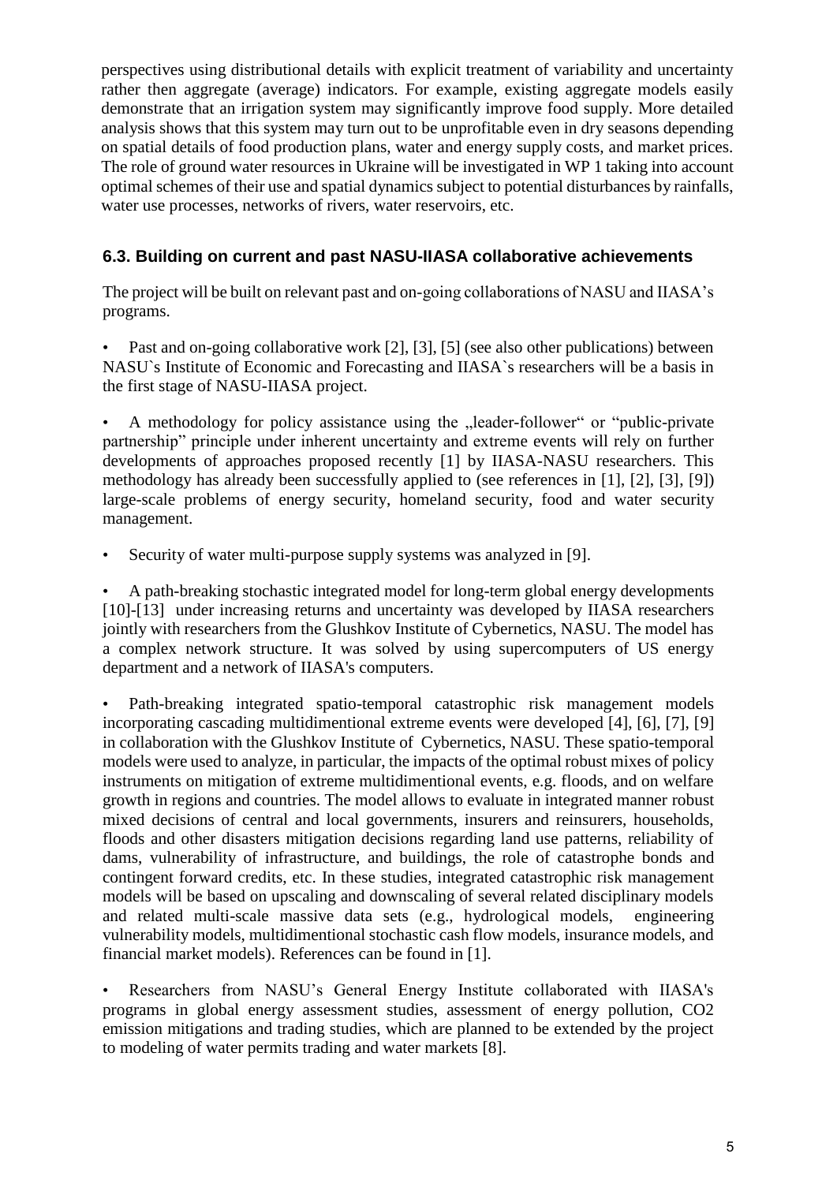perspectives using distributional details with explicit treatment of variability and uncertainty rather then aggregate (average) indicators. For example, existing aggregate models easily demonstrate that an irrigation system may significantly improve food supply. More detailed analysis shows that this system may turn out to be unprofitable even in dry seasons depending on spatial details of food production plans, water and energy supply costs, and market prices. The role of ground water resources in Ukraine will be investigated in WP 1 taking into account optimal schemes of their use and spatial dynamics subject to potential disturbances by rainfalls, water use processes, networks of rivers, water reservoirs, etc.

### 6.3. Building on current and past NASU-IIASA collaborative achievements

The project will be built on relevant past and on-going collaborations of NASU and IIASA's programs.

- Past and on-going collaborative work [2], [3], [5] (see also other publications) between NASU`s Institute of Economic and Forecasting and IIASA`s researchers will be a basis in the first stage of NASU-IIASA project.
- A methodology for policy assistance using the „leader-follower" or "public-private partnership" principle under inherent uncertainty and extreme events will rely on further developments of approaches proposed recently [1] by IIASA-NASU researchers. This methodology has already been successfully applied to (see references in [1], [2], [3], [9]) large-scale problems of energy security, homeland security, food and water security management.
- Security of water multi-purpose supply systems was analyzed in [9].
- A path-breaking stochastic integrated model for long-term global energy developments [10]-[13] under increasing returns and uncertainty was developed by IIASA researchers jointly with researchers from the Glushkov Institute of Cybernetics, NASU. The model has a complex network structure. It was solved by using supercomputers of US energy department and a network of IIASA's computers.
- Path-breaking integrated spatio-temporal catastrophic risk management models incorporating cascading multidimentional extreme events were developed [4], [6], [7], [9] in collaboration with the Glushkov Institute of Cybernetics, NASU. These spatio-temporal models were used to analyze, in particular, the impacts of the optimal robust mixes of policy instruments on mitigation of extreme multidimentional events, e.g. floods, and on welfare growth in regions and countries. The model allows to evaluate in integrated manner robust mixed decisions of central and local governments, insurers and reinsurers, households, floods and other disasters mitigation decisions regarding land use patterns, reliability of dams, vulnerability of infrastructure, and buildings, the role of catastrophe bonds and contingent forward credits, etc. In these studies, integrated catastrophic risk management models will be based on upscaling and downscaling of several related disciplinary models and related multi-scale massive data sets (e.g., hydrological models, engineering vulnerability models, multidimentional stochastic cash flow models, insurance models, and financial market models). References can be found in [1].
- Researchers from NASU's General Energy Institute collaborated with IIASA's programs in global energy assessment studies, assessment of energy pollution, $CO_2$ emission mitigations and trading studies, which are planned to be extended by the project to modeling of water permits trading and water markets [8].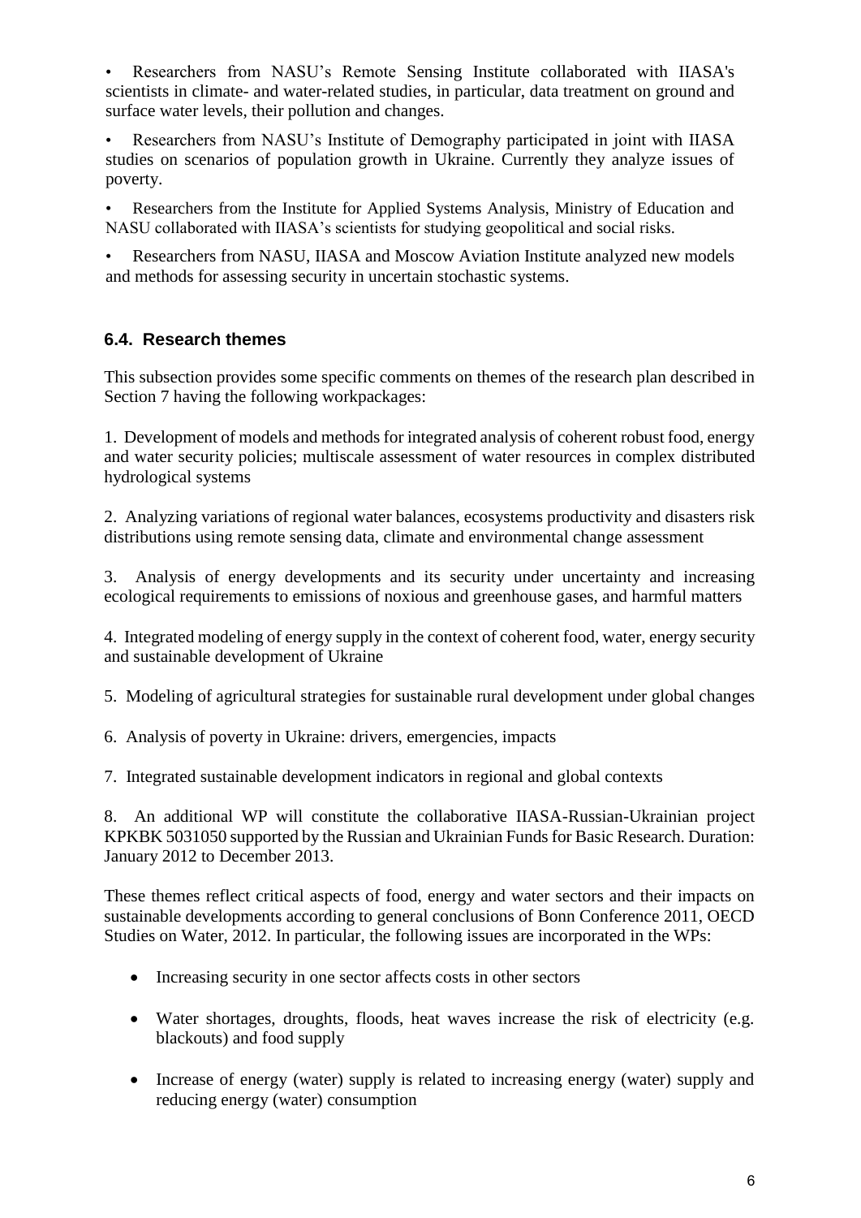- Researchers from NASU's Remote Sensing Institute collaborated with IIASA's scientists in climate- and water-related studies, in particular, data treatment on ground and surface water levels, their pollution and changes.
- Researchers from NASU's Institute of Demography participated in joint with IIASA studies on scenarios of population growth in Ukraine. Currently they analyze issues of poverty.
- Researchers from the Institute for Applied Systems Analysis, Ministry of Education and NASU collaborated with IIASA's scientists for studying geopolitical and social risks.
- Researchers from NASU, IIASA and Moscow Aviation Institute analyzed new models and methods for assessing security in uncertain stochastic systems.

### 6.4. Research themes

This subsection provides some specific comments on themes of the research plan described in Section 7 having the following workpackages:

1. Development of models and methods for integrated analysis of coherent robust food, energy and water security policies; multiscale assessment of water resources in complex distributed hydrological systems

2. Analyzing variations of regional water balances, ecosystems productivity and disasters risk distributions using remote sensing data, climate and environmental change assessment

3. Analysis of energy developments and its security under uncertainty and increasing ecological requirements to emissions of noxious and greenhouse gases, and harmful matters

4. Integrated modeling of energy supply in the context of coherent food, water, energy security and sustainable development of Ukraine

5. Modeling of agricultural strategies for sustainable rural development under global changes

6. Analysis of poverty in Ukraine: drivers, emergencies, impacts

7. Integrated sustainable development indicators in regional and global contexts

8. An additional WP will constitute the collaborative IIASA-Russian-Ukrainian project KPKBK 5031050 supported by the Russian and Ukrainian Funds for Basic Research. Duration: January 2012 to December 2013.

These themes reflect critical aspects of food, energy and water sectors and their impacts on sustainable developments according to general conclusions of Bonn Conference 2011, OECD Studies on Water, 2012. In particular, the following issues are incorporated in the WPs:

- Increasing security in one sector affects costs in other sectors
- Water shortages, droughts, floods, heat waves increase the risk of electricity (e.g. blackouts) and food supply
- Increase of energy (water) supply is related to increasing energy (water) supply and reducing energy (water) consumption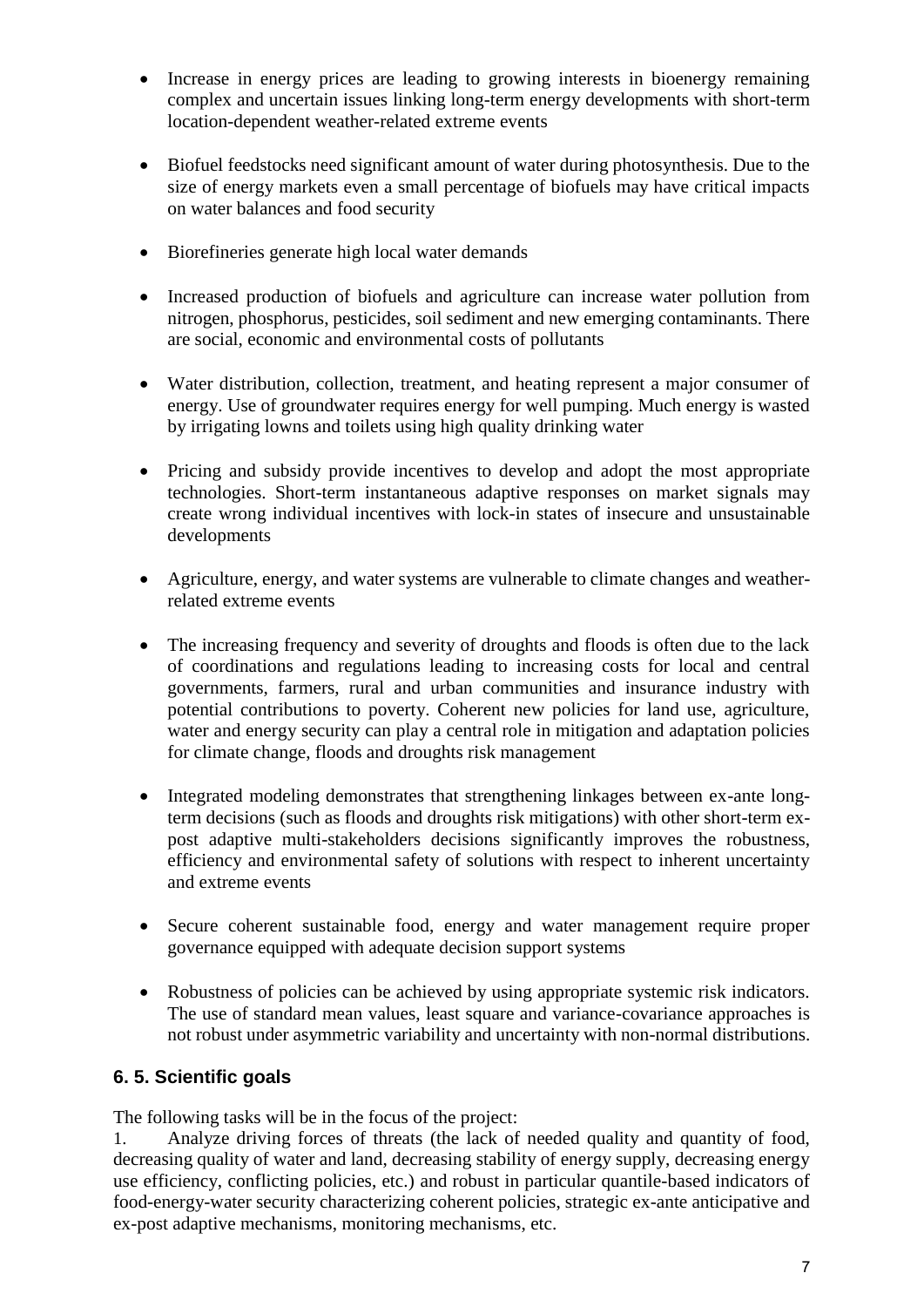- Increase in energy prices are leading to growing interests in bioenergy remaining complex and uncertain issues linking long-term energy developments with short-term location-dependent weather-related extreme events

- Biofuel feedstocks need significant amount of water during photosynthesis. Due to the size of energy markets even a small percentage of biofuels may have critical impacts on water balances and food security

- Biorefineries generate high local water demands

- Increased production of biofuels and agriculture can increase water pollution from nitrogen, phosphorus, pesticides, soil sediment and new emerging contaminants. There are social, economic and environmental costs of pollutants

- Water distribution, collection, treatment, and heating represent a major consumer of energy. Use of groundwater requires energy for well pumping. Much energy is wasted by irrigating lowns and toilets using high quality drinking water

- Pricing and subsidy provide incentives to develop and adopt the most appropriate technologies. Short-term instantaneous adaptive responses on market signals may create wrong individual incentives with lock-in states of insecure and unsustainable developments

- Agriculture, energy, and water systems are vulnerable to climate changes and weather-related extreme events

- The increasing frequency and severity of droughts and floods is often due to the lack of coordinations and regulations leading to increasing costs for local and central governments, farmers, rural and urban communities and insurance industry with potential contributions to poverty. Coherent new policies for land use, agriculture, water and energy security can play a central role in mitigation and adaptation policies for climate change, floods and droughts risk management

- Integrated modeling demonstrates that strengthening linkages between ex-ante long-term decisions (such as floods and droughts risk mitigations) with other short-term ex-post adaptive multi-stakeholders decisions significantly improves the robustness, efficiency and environmental safety of solutions with respect to inherent uncertainty and extreme events

- Secure coherent sustainable food, energy and water management require proper governance equipped with adequate decision support systems

- Robustness of policies can be achieved by using appropriate systemic risk indicators. The use of standard mean values, least square and variance-covariance approaches is not robust under asymmetric variability and uncertainty with non-normal distributions.

## 6. 5. Scientific goals

The following tasks will be in the focus of the project:

1. Analyze driving forces of threats (the lack of needed quality and quantity of food, decreasing quality of water and land, decreasing stability of energy supply, decreasing energy use efficiency, conflicting policies, etc.) and robust in particular quantile-based indicators of food-energy-water security characterizing coherent policies, strategic ex-ante anticipative and ex-post adaptive mechanisms, monitoring mechanisms, etc.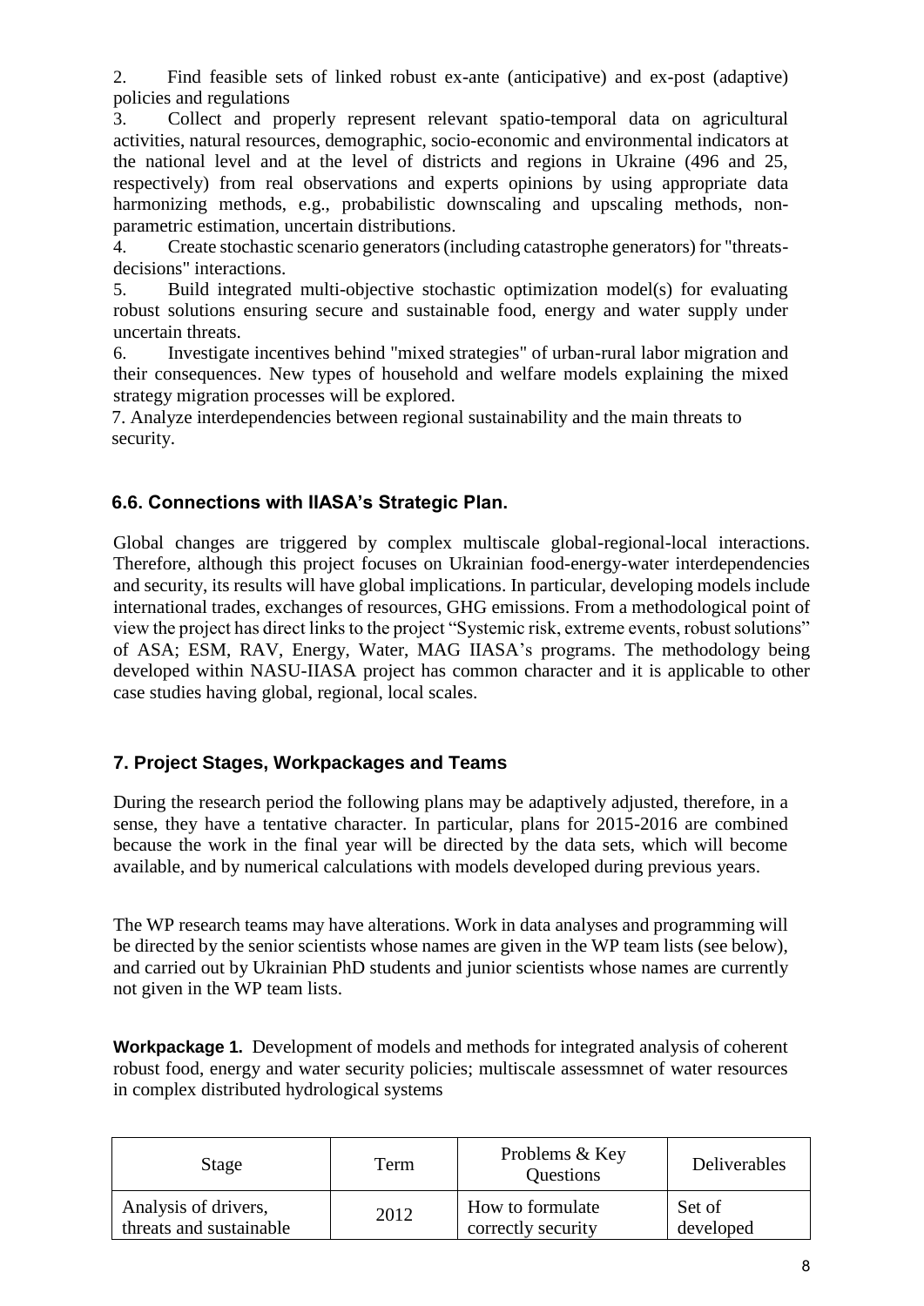2. Find feasible sets of linked robust ex-ante (anticipative) and ex-post (adaptive) policies and regulations
3. Collect and properly represent relevant spatio-temporal data on agricultural activities, natural resources, demographic, socio-economic and environmental indicators at the national level and at the level of districts and regions in Ukraine (496 and 25, respectively) from real observations and experts opinions by using appropriate data harmonizing methods, e.g., probabilistic downscaling and upscaling methods, non-parametric estimation, uncertain distributions.
4. Create stochastic scenario generators (including catastrophe generators) for "threats-decisions" interactions.
5. Build integrated multi-objective stochastic optimization model(s) for evaluating robust solutions ensuring secure and sustainable food, energy and water supply under uncertain threats.
6. Investigate incentives behind "mixed strategies" of urban-rural labor migration and their consequences. New types of household and welfare models explaining the mixed strategy migration processes will be explored.
7. Analyze interdependencies between regional sustainability and the main threats to security.

### 6.6. Connections with IIASA's Strategic Plan.

Global changes are triggered by complex multiscale global-regional-local interactions. Therefore, although this project focuses on Ukrainian food-energy-water interdependencies and security, its results will have global implications. In particular, developing models include international trades, exchanges of resources, GHG emissions. From a methodological point of view the project has direct links to the project "Systemic risk, extreme events, robust solutions" of ASA; ESM, RAV, Energy, Water, MAG IIASA's programs. The methodology being developed within NASU-IIASA project has common character and it is applicable to other case studies having global, regional, local scales.

## 7. Project Stages, Workpackages and Teams

During the research period the following plans may be adaptively adjusted, therefore, in a sense, they have a tentative character. In particular, plans for 2015-2016 are combined because the work in the final year will be directed by the data sets, which will become available, and by numerical calculations with models developed during previous years.

The WP research teams may have alterations. Work in data analyses and programming will be directed by the senior scientists whose names are given in the WP team lists (see below), and carried out by Ukrainian PhD students and junior scientists whose names are currently not given in the WP team lists.

**Workpackage 1.** Development of models and methods for integrated analysis of coherent robust food, energy and water security policies; multiscale assessmnet of water resources in complex distributed hydrological systems

| Stage | Term | Problems & Key Questions | Deliverables |
| --- | --- | --- | --- |
| Analysis of drivers, threats and sustainable | 2012 | How to formulate correctly security | Set of developed |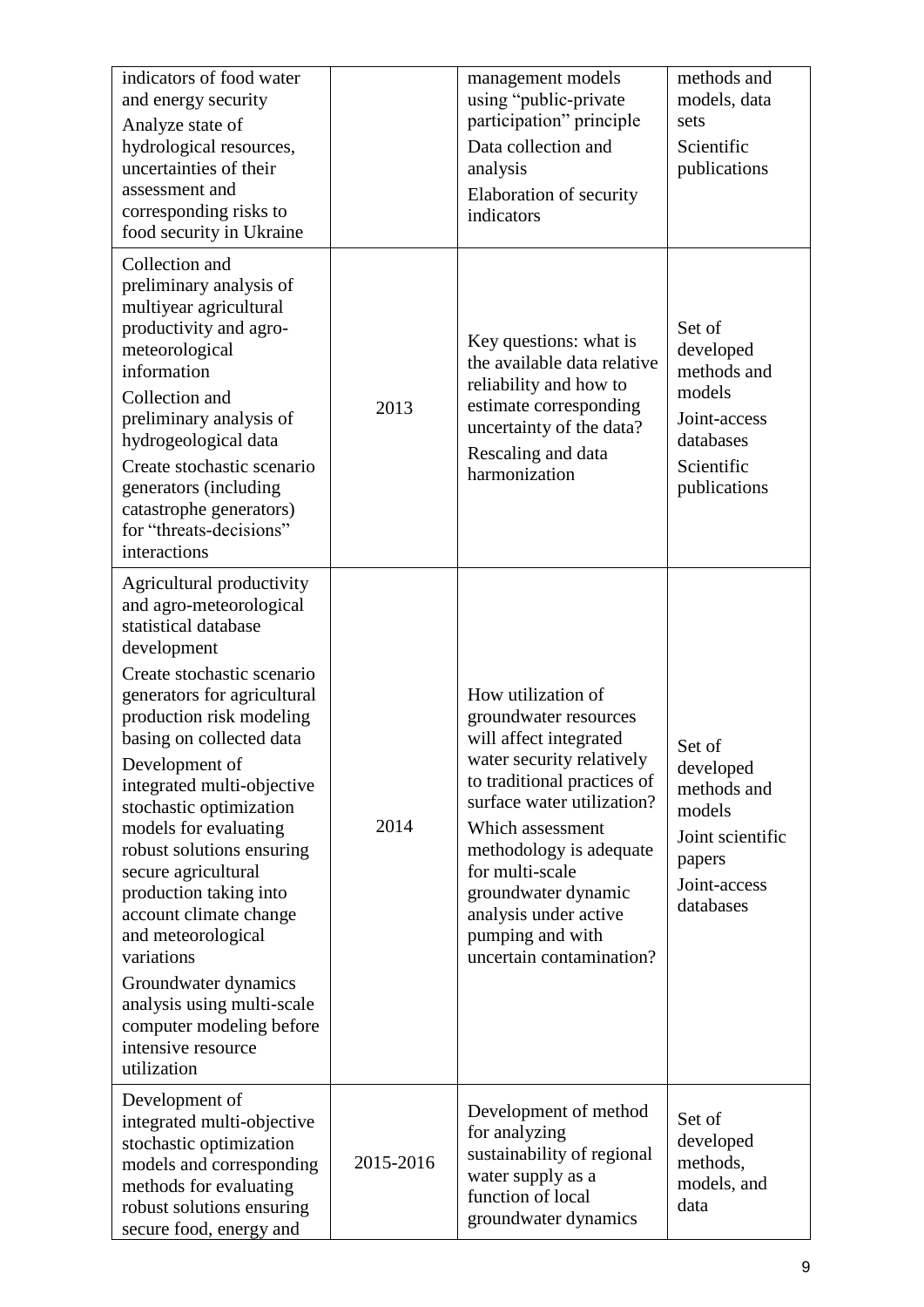| | | | |
|---|---|---|---|
| indicators of food water and energy security<br>Analyze state of hydrological resources, uncertainties of their assessment and corresponding risks to food security in Ukraine | | management models using "public-private participation" principle<br>Data collection and analysis<br>Elaboration of security indicators | methods and models, data sets<br>Scientific publications |
| Collection and preliminary analysis of multiyear agricultural productivity and agro-meteorological information<br>Collection and preliminary analysis of hydrogeological data<br>Create stochastic scenario generators (including catastrophe generators) for "threats-decisions" interactions | 2013 | Key questions: what is the available data relative reliability and how to estimate corresponding uncertainty of the data?<br>Rescaling and data harmonization | Set of developed methods and models<br>Joint-access databases<br>Scientific publications |
| Agricultural productivity and agro-meteorological statistical database development<br>Create stochastic scenario generators for agricultural production risk modeling basing on collected data<br>Development of integrated multi-objective stochastic optimization models for evaluating robust solutions ensuring secure agricultural production taking into account climate change and meteorological variations<br>Groundwater dynamics analysis using multi-scale computer modeling before intensive resource utilization | 2014 | How utilization of groundwater resources will affect integrated water security relatively to traditional practices of surface water utilization?<br>Which assessment methodology is adequate for multi-scale groundwater dynamic analysis under active pumping and with uncertain contamination? | Set of developed methods and models<br>Joint scientific papers<br>Joint-access databases |
| Development of integrated multi-objective stochastic optimization models and corresponding methods for evaluating robust solutions ensuring secure food, energy and | 2015-2016 | Development of method for analyzing sustainability of regional water supply as a function of local groundwater dynamics | Set of developed methods, models, and data |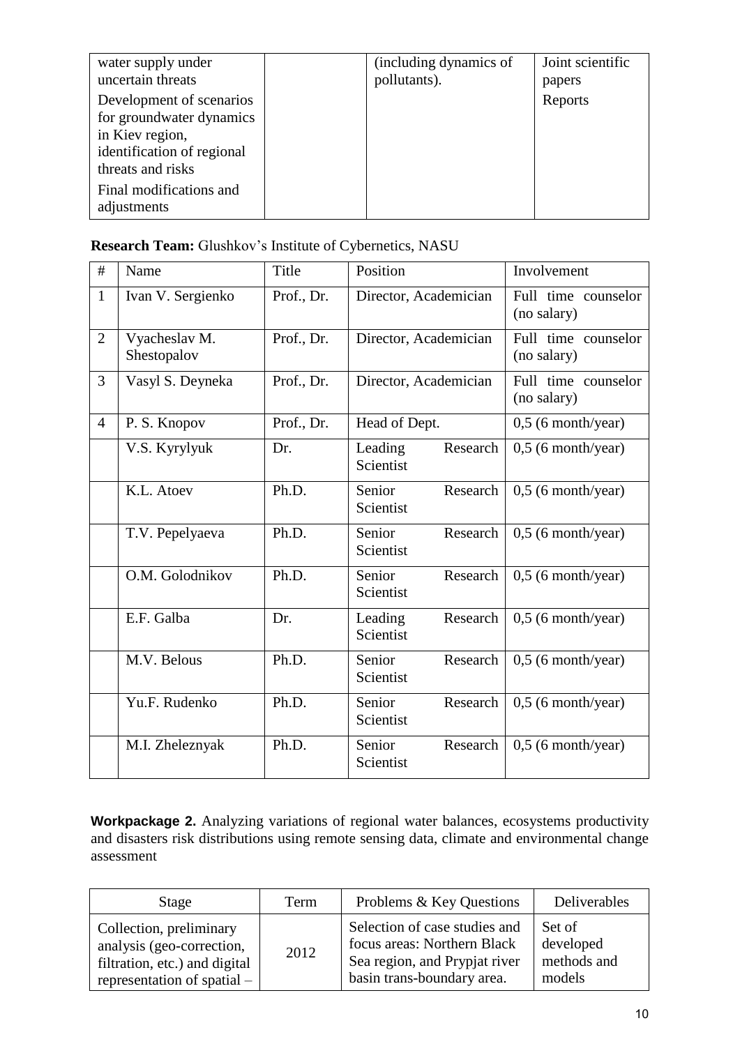| | | | |
|---|---|---|---|
| water supply under uncertain threats<br>Development of scenarios for groundwater dynamics in Kiev region, identification of regional threats and risks<br>Final modifications and adjustments | | (including dynamics of pollutants). | Joint scientific papers<br>Reports |

**Research Team:** Glushkov's Institute of Cybernetics, NASU

| # | Name | Title | Position | Involvement |
|---|---|---|---|---|
| 1 | Ivan V. Sergienko | Prof., Dr. | Director, Academician | Full time counselor (no salary) |
| 2 | Vyacheslav M. Shestopalov | Prof., Dr. | Director, Academician | Full time counselor (no salary) |
| 3 | Vasyl S. Deyneka | Prof., Dr. | Director, Academician | Full time counselor (no salary) |
| 4 | P. S. Knopov | Prof., Dr. | Head of Dept. | 0,5 (6 month/year) |
| | V.S. Kyrylyuk | Dr. | Leading Research Scientist | 0,5 (6 month/year) |
| | K.L. Atoev | Ph.D. | Senior Research Scientist | 0,5 (6 month/year) |
| | T.V. Pepelyaeva | Ph.D. | Senior Research Scientist | 0,5 (6 month/year) |
| | O.M. Golodnikov | Ph.D. | Senior Research Scientist | 0,5 (6 month/year) |
| | E.F. Galba | Dr. | Leading Research Scientist | 0,5 (6 month/year) |
| | M.V. Belous | Ph.D. | Senior Research Scientist | 0,5 (6 month/year) |
| | Yu.F. Rudenko | Ph.D. | Senior Research Scientist | 0,5 (6 month/year) |
| | M.I. Zheleznyak | Ph.D. | Senior Research Scientist | 0,5 (6 month/year) |

**Workpackage 2.** Analyzing variations of regional water balances, ecosystems productivity and disasters risk distributions using remote sensing data, climate and environmental change assessment

| Stage | Term | Problems & Key Questions | Deliverables |
|---|---|---|---|
| Collection, preliminary analysis (geo-correction, filtration, etc.) and digital representation of spatial – | 2012 | Selection of case studies and focus areas: Northern Black Sea region, and Prypjat river basin trans-boundary area. | Set of developed methods and models |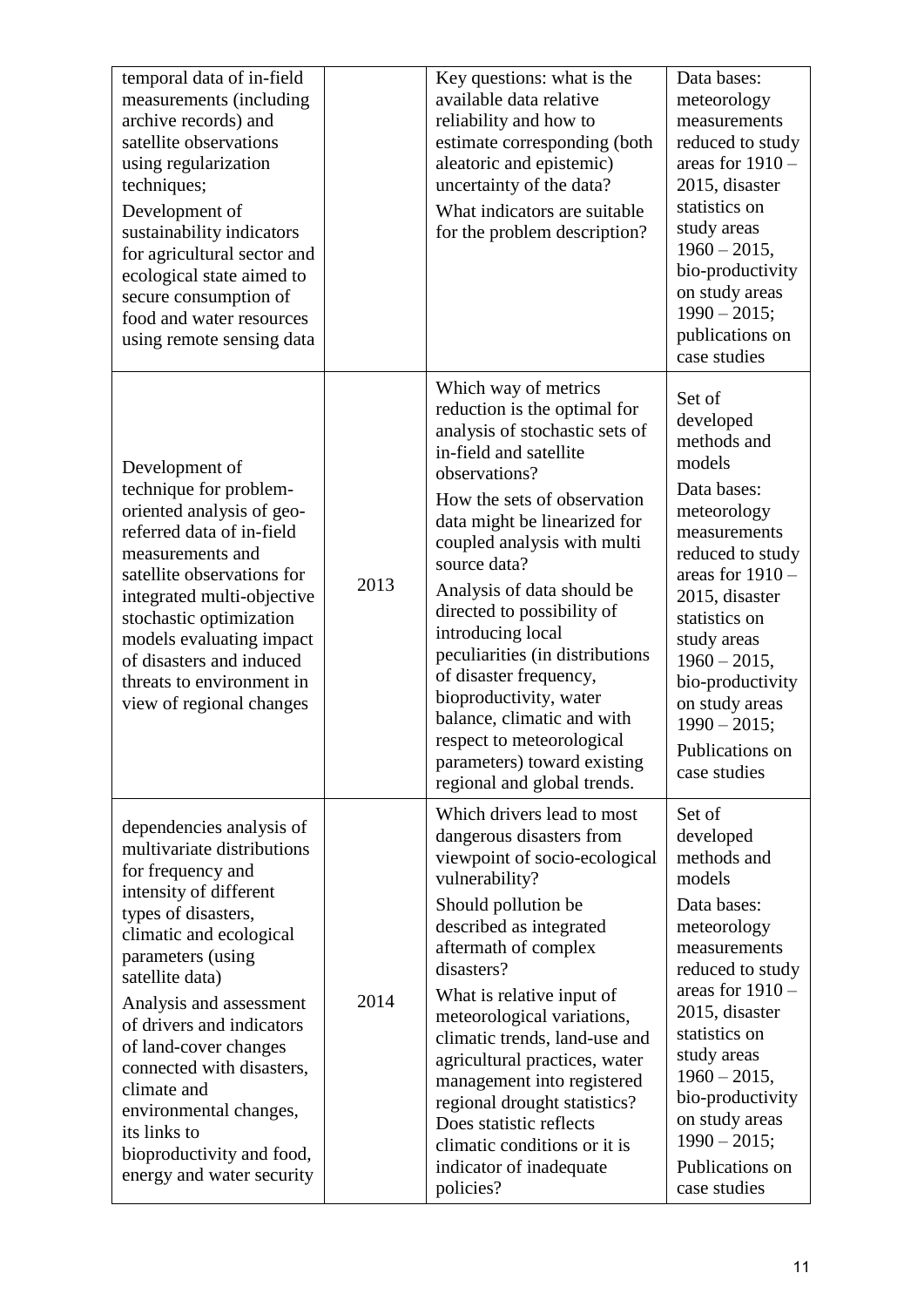| | | | |
|---|---|---|---|
| temporal data of in-field measurements (including archive records) and satellite observations using regularization techniques; Development of sustainability indicators for agricultural sector and ecological state aimed to secure consumption of food and water resources using remote sensing data | | Key questions: what is the available data relative reliability and how to estimate corresponding (both aleatoric and epistemic) uncertainty of the data? What indicators are suitable for the problem description? | Data bases: meteorology measurements reduced to study areas for 1910 – 2015, disaster statistics on study areas 1960 – 2015, bio-productivity on study areas 1990 – 2015; publications on case studies |
| Development of technique for problem-oriented analysis of geo-referred data of in-field measurements and satellite observations for integrated multi-objective stochastic optimization models evaluating impact of disasters and induced threats to environment in view of regional changes | 2013 | Which way of metrics reduction is the optimal for analysis of stochastic sets of in-field and satellite observations? How the sets of observation data might be linearized for coupled analysis with multi source data? Analysis of data should be directed to possibility of introducing local peculiarities (in distributions of disaster frequency, bioproductivity, water balance, climatic and with respect to meteorological parameters) toward existing regional and global trends. | Set of developed methods and models Data bases: meteorology measurements reduced to study areas for 1910 – 2015, disaster statistics on study areas 1960 – 2015, bio-productivity on study areas 1990 – 2015; Publications on case studies |
| dependencies analysis of multivariate distributions for frequency and intensity of different types of disasters, climatic and ecological parameters (using satellite data) Analysis and assessment of drivers and indicators of land-cover changes connected with disasters, climate and environmental changes, its links to bioproductivity and food, energy and water security | 2014 | Which drivers lead to most dangerous disasters from viewpoint of socio-ecological vulnerability? Should pollution be described as integrated aftermath of complex disasters? What is relative input of meteorological variations, climatic trends, land-use and agricultural practices, water management into registered regional drought statistics? Does statistic reflects climatic conditions or it is indicator of inadequate policies? | Set of developed methods and models Data bases: meteorology measurements reduced to study areas for 1910 – 2015, disaster statistics on study areas 1960 – 2015, bio-productivity on study areas 1990 – 2015; Publications on case studies |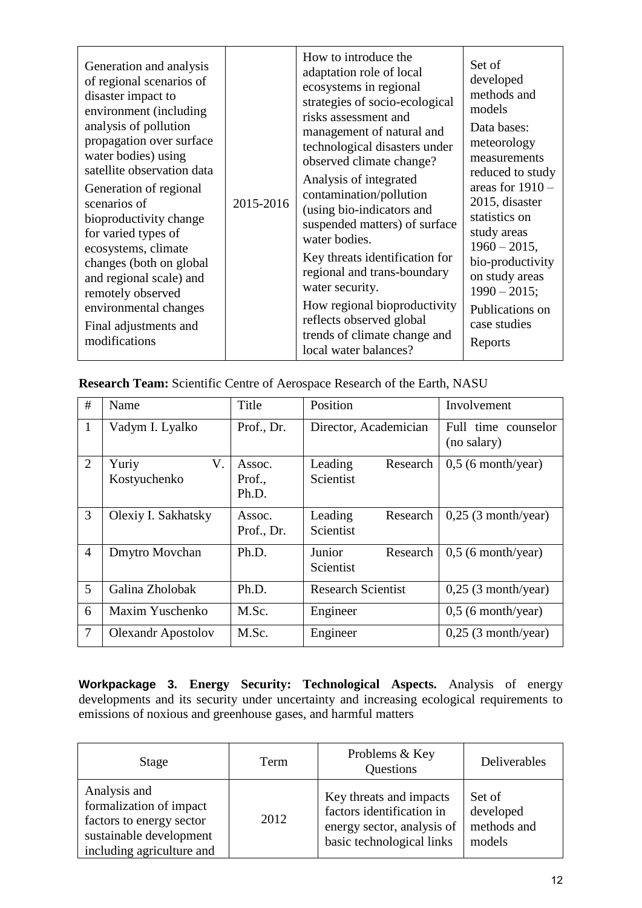| | | | |
|---|---|---|---|
| Generation and analysis of regional scenarios of disaster impact to environment (including analysis of pollution propagation over surface water bodies) using satellite observation data<br>Generation of regional scenarios of bioproductivity change for varied types of ecosystems, climate changes (both on global and regional scale) and remotely observed environmental changes<br>Final adjustments and modifications | 2015-2016 | How to introduce the adaptation role of local ecosystems in regional strategies of socio-ecological risks assessment and management of natural and technological disasters under observed climate change?<br>Analysis of integrated contamination/pollution (using bio-indicators and suspended matters) of surface water bodies.<br>Key threats identification for regional and trans-boundary water security.<br>How regional bioproductivity reflects observed global trends of climate change and local water balances? | Set of developed methods and models<br>Data bases: meteorology measurements reduced to study areas for 1910 – 2015, disaster statistics on study areas 1960 – 2015, bio-productivity on study areas 1990 – 2015;<br>Publications on case studies<br>Reports |

**Research Team:** Scientific Centre of Aerospace Research of the Earth, NASU

| # | Name | Title | Position | Involvement |
|---|---|---|---|---|
| 1 | Vadym I. Lyalko | Prof., Dr. | Director, Academician | Full time counselor (no salary) |
| 2 | Yuriy V. Kostyuchenko | Assoc. Prof., Ph.D. | Leading Research Scientist | 0,5 (6 month/year) |
| 3 | Olexiy I. Sakhatsky | Assoc. Prof., Dr. | Leading Research Scientist | 0,25 (3 month/year) |
| 4 | Dmytro Movchan | Ph.D. | Junior Research Scientist | 0,5 (6 month/year) |
| 5 | Galina Zholobak | Ph.D. | Research Scientist | 0,25 (3 month/year) |
| 6 | Maxim Yuschenko | M.Sc. | Engineer | 0,5 (6 month/year) |
| 7 | Olexandr Apostolov | M.Sc. | Engineer | 0,25 (3 month/year) |

**Workpackage 3. Energy Security: Technological Aspects.** Analysis of energy developments and its security under uncertainty and increasing ecological requirements to emissions of noxious and greenhouse gases, and harmful matters

| Stage | Term | Problems & Key Questions | Deliverables |
|---|---|---|---|
| Analysis and formalization of impact factors to energy sector sustainable development including agriculture and | 2012 | Key threats and impacts factors identification in energy sector, analysis of basic technological links | Set of developed methods and models |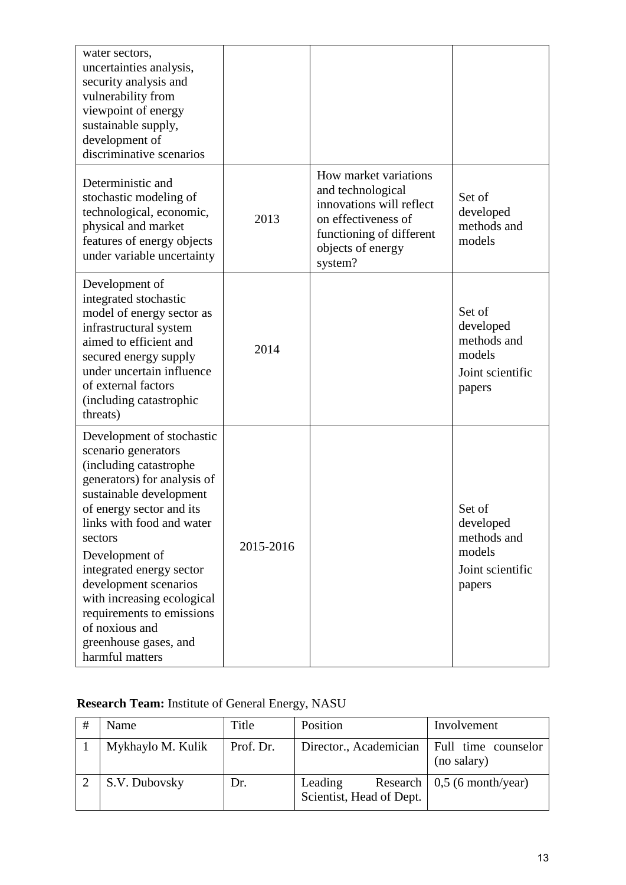| | | | |
|---|---|---|---|
| water sectors, uncertainties analysis, security analysis and vulnerability from viewpoint of energy sustainable supply, development of discriminative scenarios | | | |
| Deterministic and stochastic modeling of technological, economic, physical and market features of energy objects under variable uncertainty | 2013 | How market variations and technological innovations will reflect on effectiveness of functioning of different objects of energy system? | Set of developed methods and models |
| Development of integrated stochastic model of energy sector as infrastructural system aimed to efficient and secured energy supply under uncertain influence of external factors (including catastrophic threats) | 2014 | | Set of developed methods and models<br><br>Joint scientific papers |
| Development of stochastic scenario generators (including catastrophe generators) for analysis of sustainable development of energy sector and its links with food and water sectors<br><br>Development of integrated energy sector development scenarios with increasing ecological requirements to emissions of noxious and greenhouse gases, and harmful matters | 2015-2016 | | Set of developed methods and models<br><br>Joint scientific papers |

**Research Team:** Institute of General Energy, NASU

| # | Name | Title | Position | Involvement |
|---|---|---|---|---|
| 1 | Mykhaylo M. Kulik | Prof. Dr. | Director., Academician | Full time counselor (no salary) |
| 2 | S.V. Dubovsky | Dr. | Leading Research Scientist, Head of Dept. | 0,5 (6 month/year) |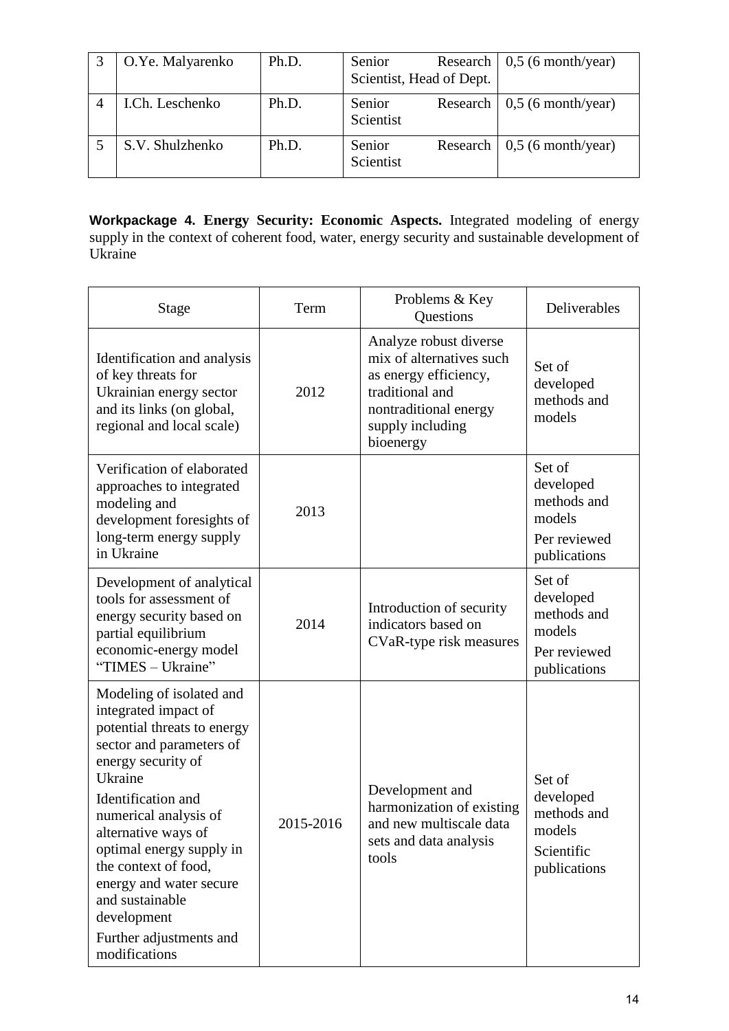| | | | | |
|---|---|---|---|---|
| 3 | O.Ye. Malyarenko | Ph.D. | Senior Research Scientist, Head of Dept. | 0,5 (6 month/year) |
| 4 | I.Ch. Leschenko | Ph.D. | Senior Research Scientist | 0,5 (6 month/year) |
| 5 | S.V. Shulzhenko | Ph.D. | Senior Research Scientist | 0,5 (6 month/year) |

**Workpackage 4. Energy Security: Economic Aspects.** Integrated modeling of energy supply in the context of coherent food, water, energy security and sustainable development of Ukraine

| Stage | Term | Problems & Key Questions | Deliverables |
|---|---|---|---|
| Identification and analysis of key threats for Ukrainian energy sector and its links (on global, regional and local scale) | 2012 | Analyze robust diverse mix of alternatives such as energy efficiency, traditional and nontraditional energy supply including bioenergy | Set of developed methods and models |
| Verification of elaborated approaches to integrated modeling and development foresights of long-term energy supply in Ukraine | 2013 | | Set of developed methods and models<br>Per reviewed publications |
| Development of analytical tools for assessment of energy security based on partial equilibrium economic-energy model "TIMES – Ukraine" | 2014 | Introduction of security indicators based on CVaR-type risk measures | Set of developed methods and models<br>Per reviewed publications |
| Modeling of isolated and integrated impact of potential threats to energy sector and parameters of energy security of Ukraine<br>Identification and numerical analysis of alternative ways of optimal energy supply in the context of food, energy and water secure and sustainable development<br>Further adjustments and modifications | 2015-2016 | Development and harmonization of existing and new multiscale data sets and data analysis tools | Set of developed methods and models<br>Scientific publications |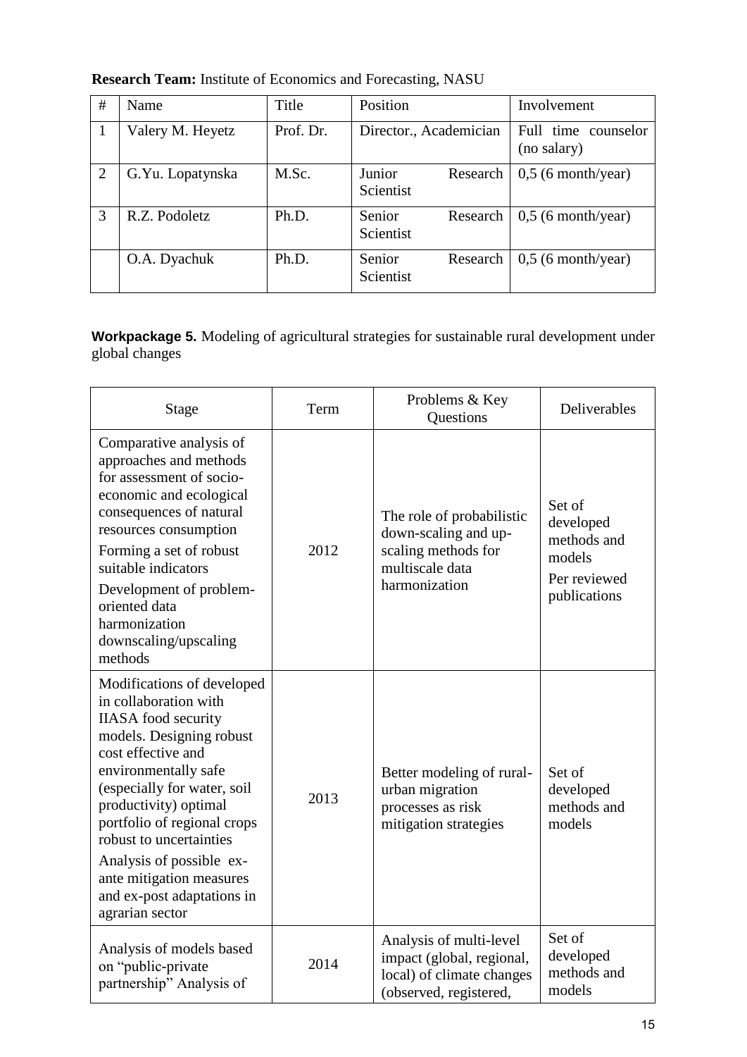**Research Team:** Institute of Economics and Forecasting, NASU

| # | Name | Title | Position | Involvement |
|---|---|---|---|---|
| 1 | Valery M. Heyetz | Prof. Dr. | Director., Academician | Full time counselor (no salary) |
| 2 | G.Yu. Lopatynska | M.Sc. | Junior Research Scientist | 0,5 (6 month/year) |
| 3 | R.Z. Podoletz | Ph.D. | Senior Research Scientist | 0,5 (6 month/year) |
| | O.A. Dyachuk | Ph.D. | Senior Research Scientist | 0,5 (6 month/year) |

**Workpackage 5.** Modeling of agricultural strategies for sustainable rural development under global changes

| Stage | Term | Problems & Key Questions | Deliverables |
|---|---|---|---|
| Comparative analysis of approaches and methods for assessment of socio-economic and ecological consequences of natural resources consumption<br>Forming a set of robust suitable indicators<br>Development of problem-oriented data harmonization downscaling/upscaling methods | 2012 | The role of probabilistic down-scaling and up-scaling methods for multiscale data harmonization | Set of developed methods and models<br>Per reviewed publications |
| Modifications of developed in collaboration with IIASA food security models. Designing robust cost effective and environmentally safe (especially for water, soil productivity) optimal portfolio of regional crops robust to uncertainties<br>Analysis of possible ex-ante mitigation measures and ex-post adaptations in agrarian sector | 2013 | Better modeling of rural-urban migration processes as risk mitigation strategies | Set of developed methods and models |
| Analysis of models based on "public-private partnership" Analysis of | 2014 | Analysis of multi-level impact (global, regional, local) of climate changes (observed, registered, | Set of developed methods and models |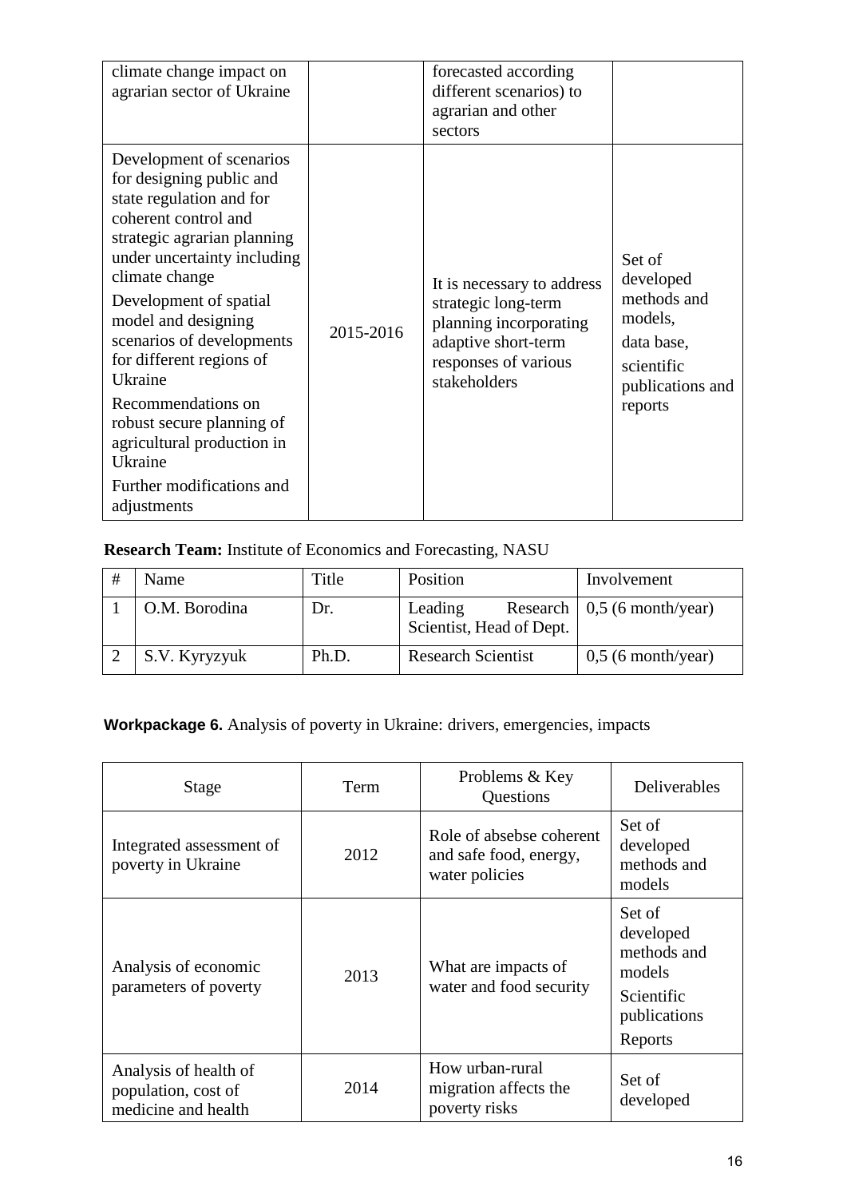| | | | |
|---|---|---|---|
| climate change impact on agrarian sector of Ukraine | | forecasted according different scenarios) to agrarian and other sectors | |
| Development of scenarios for designing public and state regulation and for coherent control and strategic agrarian planning under uncertainty including climate change<br>Development of spatial model and designing scenarios of developments for different regions of Ukraine<br>Recommendations on robust secure planning of agricultural production in Ukraine<br>Further modifications and adjustments | 2015-2016 | It is necessary to address strategic long-term planning incorporating adaptive short-term responses of various stakeholders | Set of developed methods and models,<br>data base,<br>scientific publications and reports |

**Research Team:** Institute of Economics and Forecasting, NASU

| # | Name | Title | Position | Involvement |
|---|---|---|---|---|
| 1 | O.M. Borodina | Dr. | Leading Research Scientist, Head of Dept. | 0,5 (6 month/year) |
| 2 | S.V. Kyryzyuk | Ph.D. | Research Scientist | 0,5 (6 month/year) |

**Workpackage 6.** Analysis of poverty in Ukraine: drivers, emergencies, impacts

| Stage | Term | Problems & Key Questions | Deliverables |
|---|---|---|---|
| Integrated assessment of poverty in Ukraine | 2012 | Role of absebse coherent and safe food, energy, water policies | Set of developed methods and models |
| Analysis of economic parameters of poverty | 2013 | What are impacts of water and food security | Set of developed methods and models<br>Scientific publications<br>Reports |
| Analysis of health of population, cost of medicine and health | 2014 | How urban-rural migration affects the poverty risks | Set of developed |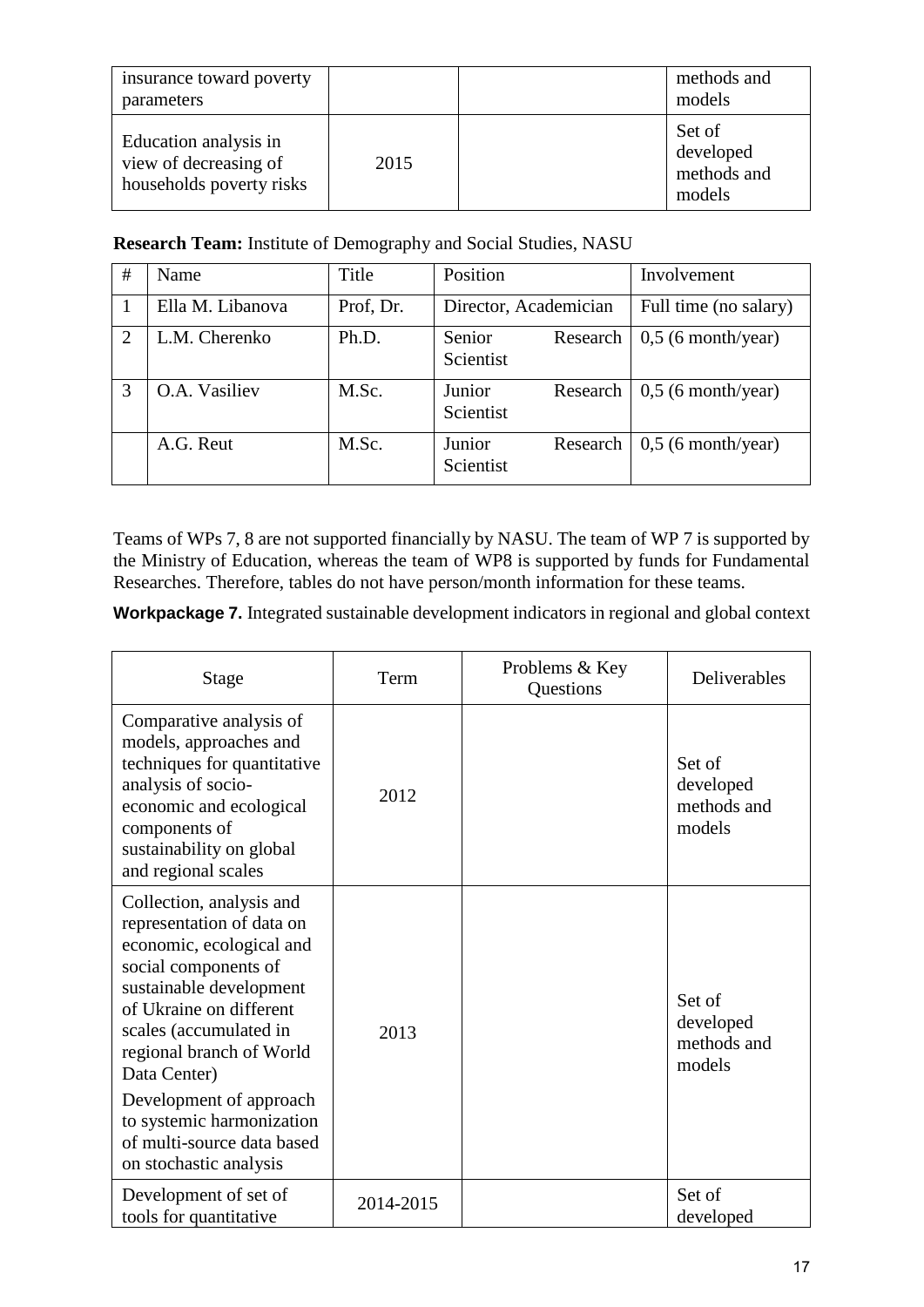| | | | |
|---|---|---|---|
| insurance toward poverty parameters | | | methods and models |
| Education analysis in view of decreasing of households poverty risks | 2015 | | Set of developed methods and models |

**Research Team:** Institute of Demography and Social Studies, NASU

| # | Name | Title | Position | Involvement |
|---|---|---|---|---|
| 1 | Ella M. Libanova | Prof, Dr. | Director, Academician | Full time (no salary) |
| 2 | L.M. Cherenko | Ph.D. | Senior Research Scientist | 0,5 (6 month/year) |
| 3 | O.A. Vasiliev | M.Sc. | Junior Research Scientist | 0,5 (6 month/year) |
| | A.G. Reut | M.Sc. | Junior Research Scientist | 0,5 (6 month/year) |

Teams of WPs 7, 8 are not supported financially by NASU. The team of WP 7 is supported by the Ministry of Education, whereas the team of WP8 is supported by funds for Fundamental Researches. Therefore, tables do not have person/month information for these teams.

**Workpackage 7.** Integrated sustainable development indicators in regional and global context

| Stage | Term | Problems & Key Questions | Deliverables |
|---|---|---|---|
| Comparative analysis of models, approaches and techniques for quantitative analysis of socio-economic and ecological components of sustainability on global and regional scales | 2012 | | Set of developed methods and models |
| Collection, analysis and representation of data on economic, ecological and social components of sustainable development of Ukraine on different scales (accumulated in regional branch of World Data Center)<br>Development of approach to systemic harmonization of multi-source data based on stochastic analysis | 2013 | | Set of developed methods and models |
| Development of set of tools for quantitative | 2014-2015 | | Set of developed |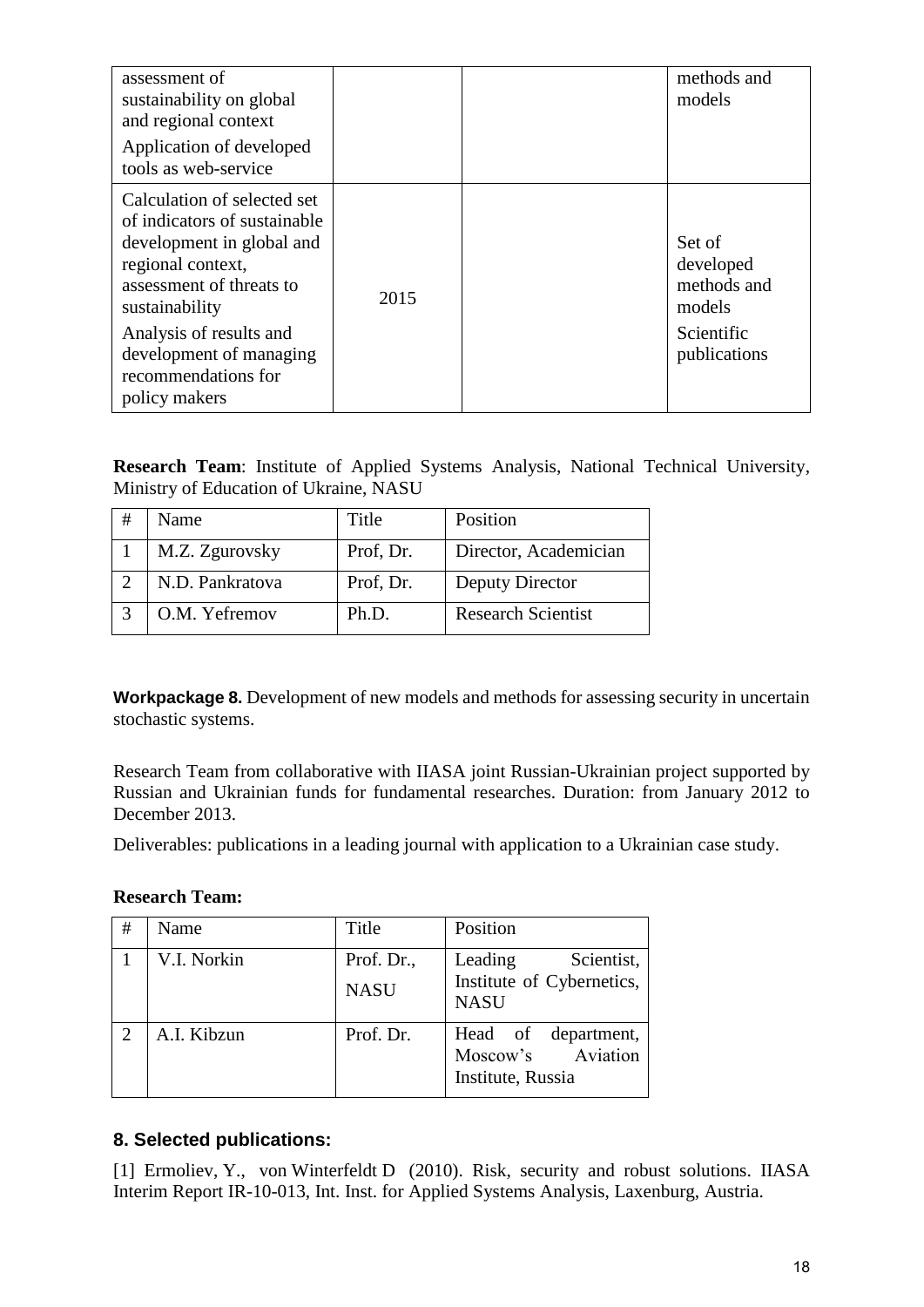| | | | |
|---|---|---|---|
| assessment of sustainability on global and regional context<br>Application of developed tools as web-service | | | methods and models |
| Calculation of selected set of indicators of sustainable development in global and regional context, assessment of threats to sustainability<br>Analysis of results and development of managing recommendations for policy makers | 2015 | | Set of developed methods and models<br>Scientific publications |

**Research Team**: Institute of Applied Systems Analysis, National Technical University, Ministry of Education of Ukraine, NASU

| # | Name | Title | Position |
|---|---|---|---|
| 1 | M.Z. Zgurovsky | Prof, Dr. | Director, Academician |
| 2 | N.D. Pankratova | Prof, Dr. | Deputy Director |
| 3 | O.M. Yefremov | Ph.D. | Research Scientist |

**Workpackage 8.** Development of new models and methods for assessing security in uncertain stochastic systems.

Research Team from collaborative with IIASA joint Russian-Ukrainian project supported by Russian and Ukrainian funds for fundamental researches. Duration: from January 2012 to December 2013.

Deliverables: publications in a leading journal with application to a Ukrainian case study.

**Research Team:**

| # | Name | Title | Position |
|---|---|---|---|
| 1 | V.I. Norkin | Prof. Dr., NASU | Leading Scientist, Institute of Cybernetics, NASU |
| 2 | A.I. Kibzun | Prof. Dr. | Head of department, Moscow's Aviation Institute, Russia |

## 8. Selected publications:

[1] Ermoliev, Y., von Winterfeldt D (2010). Risk, security and robust solutions. IIASA Interim Report IR-10-013, Int. Inst. for Applied Systems Analysis, Laxenburg, Austria.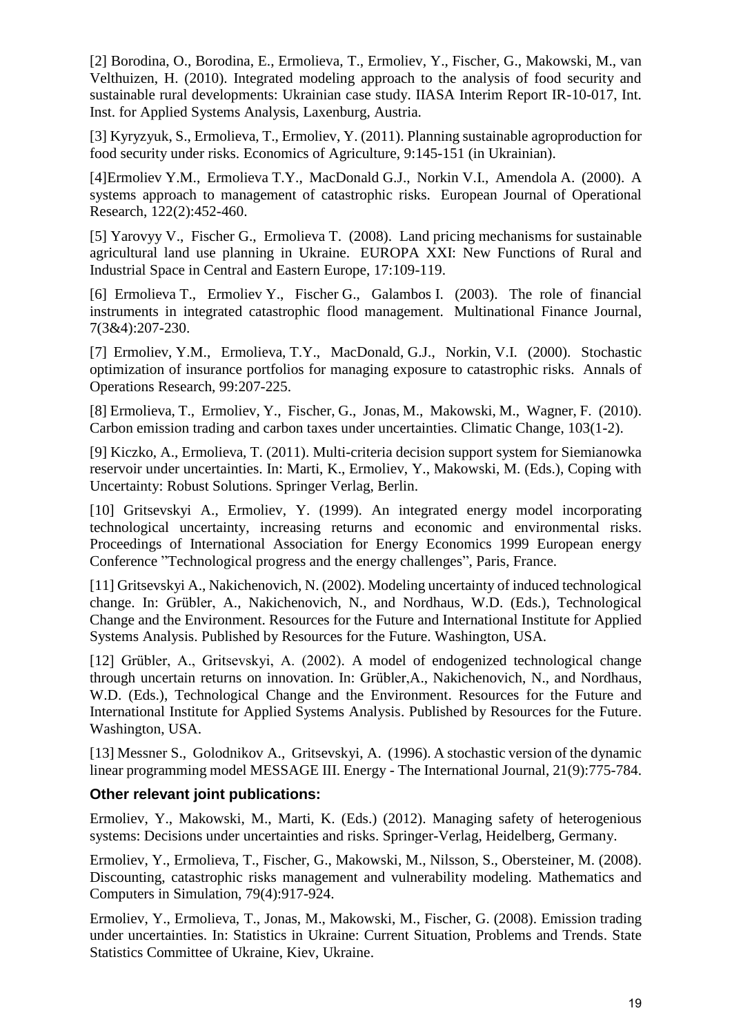[2] Borodina, O., Borodina, E., Ermolieva, T., Ermoliev, Y., Fischer, G., Makowski, M., van Velthuizen, H. (2010). Integrated modeling approach to the analysis of food security and sustainable rural developments: Ukrainian case study. IIASA Interim Report IR-10-017, Int. Inst. for Applied Systems Analysis, Laxenburg, Austria.

[3] Kyryzyuk, S., Ermolieva, T., Ermoliev, Y. (2011). Planning sustainable agroproduction for food security under risks. Economics of Agriculture, 9:145-151 (in Ukrainian).

[4]Ermoliev Y.M., Ermolieva T.Y., MacDonald G.J., Norkin V.I., Amendola A. (2000). A systems approach to management of catastrophic risks. European Journal of Operational Research, 122(2):452-460.

[5] Yarovyy V., Fischer G., Ermolieva T. (2008). Land pricing mechanisms for sustainable agricultural land use planning in Ukraine. EUROPA XXI: New Functions of Rural and Industrial Space in Central and Eastern Europe, 17:109-119.

[6] Ermolieva T., Ermoliev Y., Fischer G., Galambos I. (2003). The role of financial instruments in integrated catastrophic flood management. Multinational Finance Journal, 7(3&4):207-230.

[7] Ermoliev, Y.M., Ermolieva, T.Y., MacDonald, G.J., Norkin, V.I. (2000). Stochastic optimization of insurance portfolios for managing exposure to catastrophic risks. Annals of Operations Research, 99:207-225.

[8] Ermolieva, T., Ermoliev, Y., Fischer, G., Jonas, M., Makowski, M., Wagner, F. (2010). Carbon emission trading and carbon taxes under uncertainties. Climatic Change, 103(1-2).

[9] Kiczko, A., Ermolieva, T. (2011). Multi-criteria decision support system for Siemianowka reservoir under uncertainties. In: Marti, K., Ermoliev, Y., Makowski, M. (Eds.), Coping with Uncertainty: Robust Solutions. Springer Verlag, Berlin.

[10] Gritsevskyi A., Ermoliev, Y. (1999). An integrated energy model incorporating technological uncertainty, increasing returns and economic and environmental risks. Proceedings of International Association for Energy Economics 1999 European energy Conference "Technological progress and the energy challenges", Paris, France.

[11] Gritsevskyi A., Nakichenovich, N. (2002). Modeling uncertainty of induced technological change. In: Grübler, A., Nakichenovich, N., and Nordhaus, W.D. (Eds.), Technological Change and the Environment. Resources for the Future and International Institute for Applied Systems Analysis. Published by Resources for the Future. Washington, USA.

[12] Grübler, A., Gritsevskyi, A. (2002). A model of endogenized technological change through uncertain returns on innovation. In: Grübler,A., Nakichenovich, N., and Nordhaus, W.D. (Eds.), Technological Change and the Environment. Resources for the Future and International Institute for Applied Systems Analysis. Published by Resources for the Future. Washington, USA.

[13] Messner S., Golodnikov A., Gritsevskyi, A. (1996). A stochastic version of the dynamic linear programming model MESSAGE III. Energy - The International Journal, 21(9):775-784.

### Other relevant joint publications:

Ermoliev, Y., Makowski, M., Marti, K. (Eds.) (2012). Managing safety of heterogenious systems: Decisions under uncertainties and risks. Springer-Verlag, Heidelberg, Germany.

Ermoliev, Y., Ermolieva, T., Fischer, G., Makowski, M., Nilsson, S., Obersteiner, M. (2008). Discounting, catastrophic risks management and vulnerability modeling. Mathematics and Computers in Simulation, 79(4):917-924.

Ermoliev, Y., Ermolieva, T., Jonas, M., Makowski, M., Fischer, G. (2008). Emission trading under uncertainties. In: Statistics in Ukraine: Current Situation, Problems and Trends. State Statistics Committee of Ukraine, Kiev, Ukraine.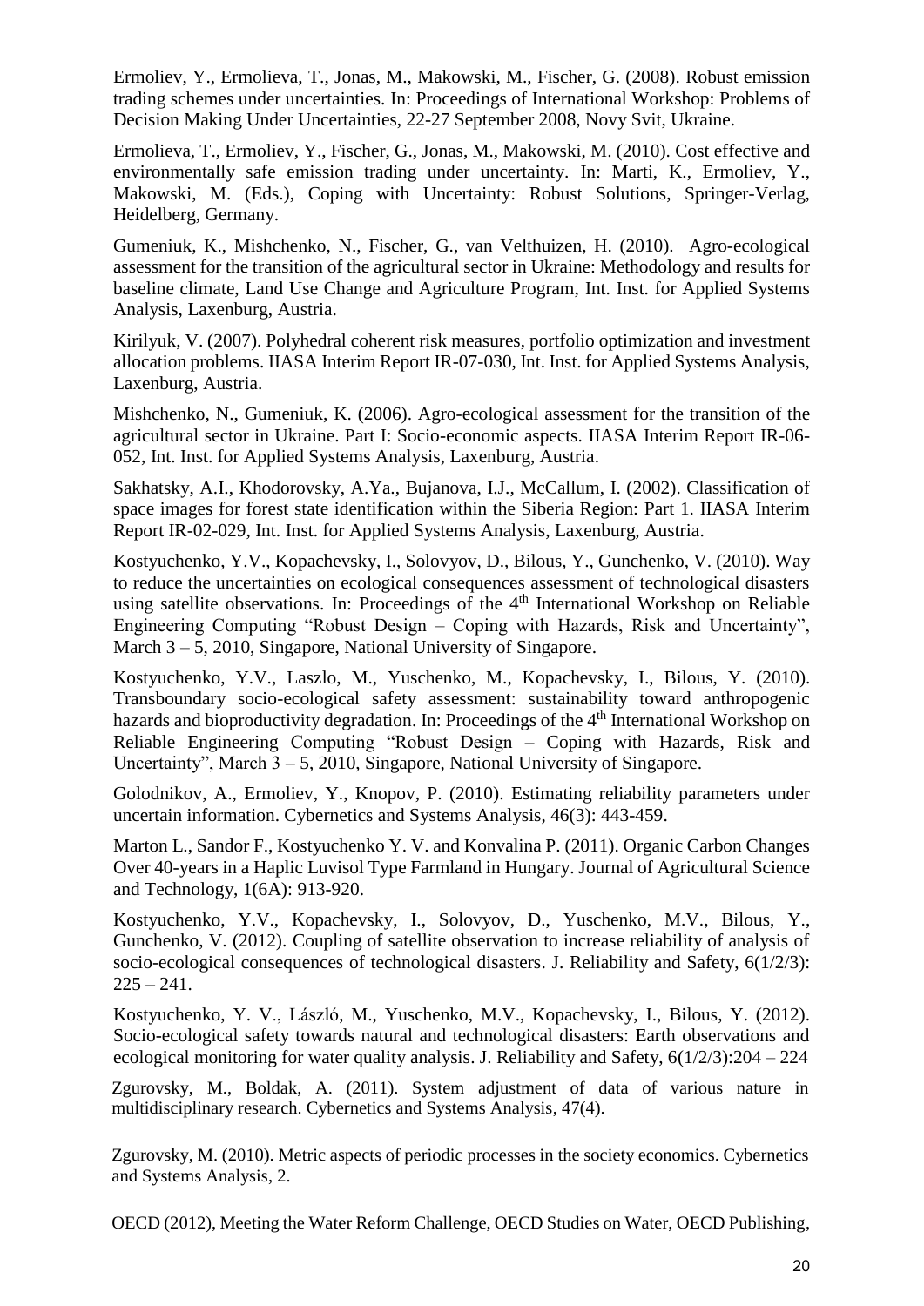Ermoliev, Y., Ermolieva, T., Jonas, M., Makowski, M., Fischer, G. (2008). Robust emission trading schemes under uncertainties. In: Proceedings of International Workshop: Problems of Decision Making Under Uncertainties, 22-27 September 2008, Novy Svit, Ukraine.

Ermolieva, T., Ermoliev, Y., Fischer, G., Jonas, M., Makowski, M. (2010). Cost effective and environmentally safe emission trading under uncertainty. In: Marti, K., Ermoliev, Y., Makowski, M. (Eds.), Coping with Uncertainty: Robust Solutions, Springer-Verlag, Heidelberg, Germany.

Gumeniuk, K., Mishchenko, N., Fischer, G., van Velthuizen, H. (2010). Agro-ecological assessment for the transition of the agricultural sector in Ukraine: Methodology and results for baseline climate, Land Use Change and Agriculture Program, Int. Inst. for Applied Systems Analysis, Laxenburg, Austria.

Kirilyuk, V. (2007). Polyhedral coherent risk measures, portfolio optimization and investment allocation problems. IIASA Interim Report IR-07-030, Int. Inst. for Applied Systems Analysis, Laxenburg, Austria.

Mishchenko, N., Gumeniuk, K. (2006). Agro-ecological assessment for the transition of the agricultural sector in Ukraine. Part I: Socio-economic aspects. IIASA Interim Report IR-06-052, Int. Inst. for Applied Systems Analysis, Laxenburg, Austria.

Sakhatsky, A.I., Khodorovsky, A.Ya., Bujanova, I.J., McCallum, I. (2002). Classification of space images for forest state identification within the Siberia Region: Part 1. IIASA Interim Report IR-02-029, Int. Inst. for Applied Systems Analysis, Laxenburg, Austria.

Kostyuchenko, Y.V., Kopachevsky, I., Solovyov, D., Bilous, Y., Gunchenko, V. (2010). Way to reduce the uncertainties on ecological consequences assessment of technological disasters using satellite observations. In: Proceedings of the 4th International Workshop on Reliable Engineering Computing "Robust Design – Coping with Hazards, Risk and Uncertainty", March 3 – 5, 2010, Singapore, National University of Singapore.

Kostyuchenko, Y.V., Laszlo, M., Yuschenko, M., Kopachevsky, I., Bilous, Y. (2010). Transboundary socio-ecological safety assessment: sustainability toward anthropogenic hazards and bioproductivity degradation. In: Proceedings of the 4th International Workshop on Reliable Engineering Computing "Robust Design – Coping with Hazards, Risk and Uncertainty", March 3 – 5, 2010, Singapore, National University of Singapore.

Golodnikov, A., Ermoliev, Y., Knopov, P. (2010). Estimating reliability parameters under uncertain information. Cybernetics and Systems Analysis, 46(3): 443-459.

Marton L., Sandor F., Kostyuchenko Y. V. and Konvalina P. (2011). Organic Carbon Changes Over 40-years in a Haplic Luvisol Type Farmland in Hungary. Journal of Agricultural Science and Technology, 1(6A): 913-920.

Kostyuchenko, Y.V., Kopachevsky, I., Solovyov, D., Yuschenko, M.V., Bilous, Y., Gunchenko, V. (2012). Coupling of satellite observation to increase reliability of analysis of socio-ecological consequences of technological disasters. J. Reliability and Safety, 6(1/2/3): 225 – 241.

Kostyuchenko, Y. V., László, M., Yuschenko, M.V., Kopachevsky, I., Bilous, Y. (2012). Socio-ecological safety towards natural and technological disasters: Earth observations and ecological monitoring for water quality analysis. J. Reliability and Safety, 6(1/2/3):204 – 224

Zgurovsky, M., Boldak, A. (2011). System adjustment of data of various nature in multidisciplinary research. Cybernetics and Systems Analysis, 47(4).

Zgurovsky, M. (2010). Metric aspects of periodic processes in the society economics. Cybernetics and Systems Analysis, 2.

OECD (2012), Meeting the Water Reform Challenge, OECD Studies on Water, OECD Publishing,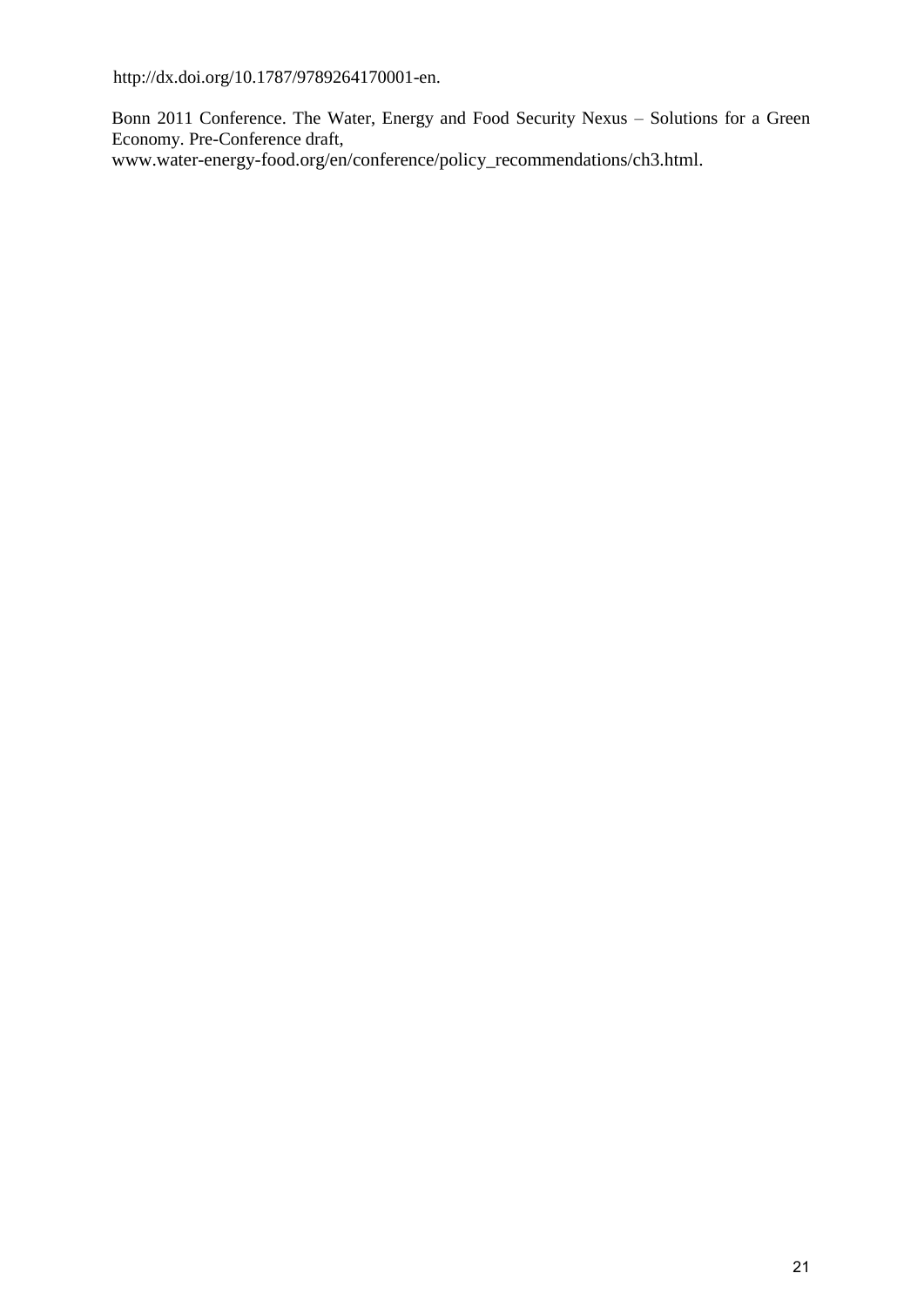http://dx.doi.org/10.1787/9789264170001-en.

Bonn 2011 Conference. The Water, Energy and Food Security Nexus – Solutions for a Green Economy. Pre-Conference draft, www.water-energy-food.org/en/conference/policy_recommendations/ch3.html.